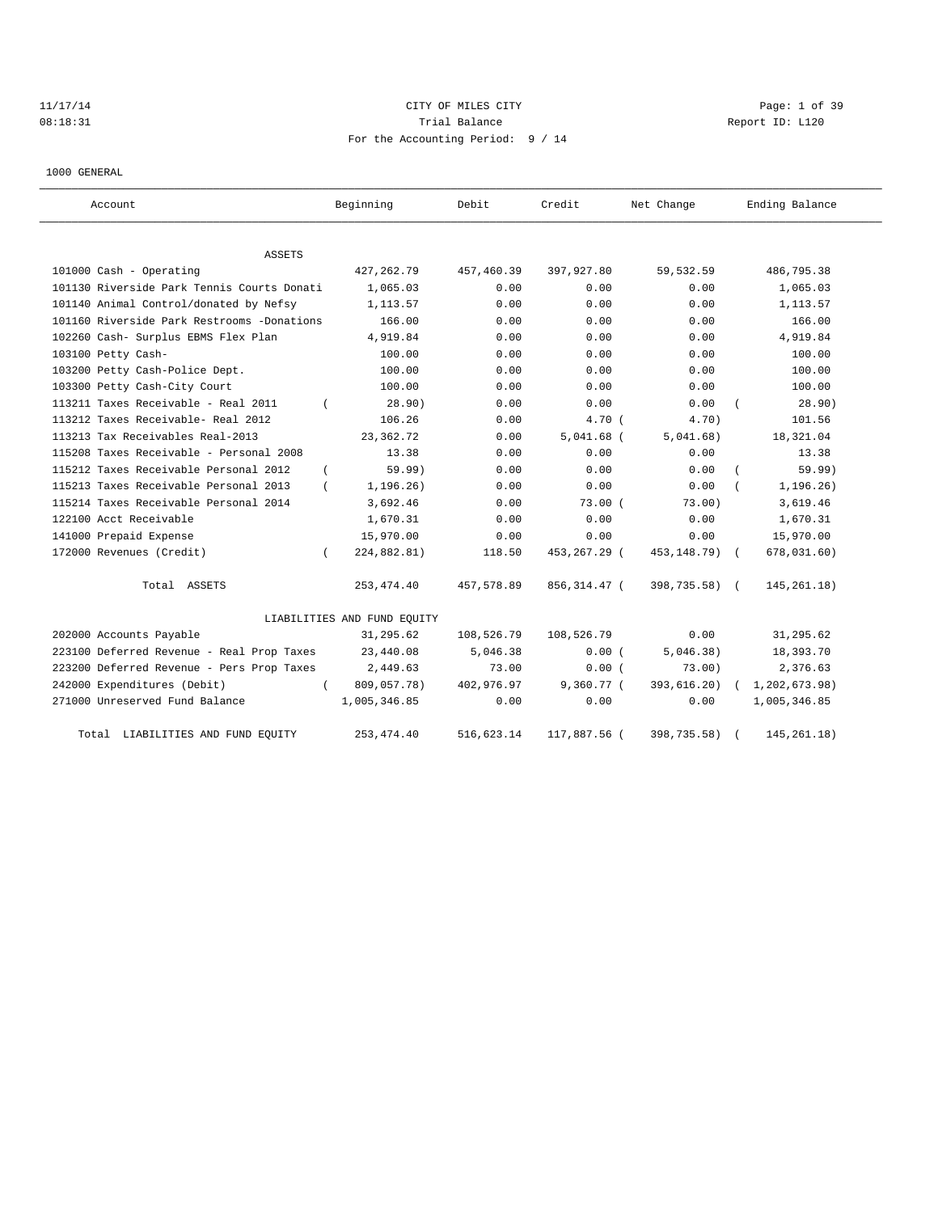11/17/14 CITY OF MILES CITY

08:18:31 Trial Balance Report ID: L120

For the Accounting Period: 9 / 14

1000 GENERAL

| Account | Beginning | Debit | Credit | Net Change | Ending Balance |
|---|---|---|---|---|---|
| **ASSETS** | | | | | |
| 101000 Cash - Operating | 427,262.79 | 457,460.39 | 397,927.80 | 59,532.59 | 486,795.38 |
| 101130 Riverside Park Tennis Courts Donati | 1,065.03 | 0.00 | 0.00 | 0.00 | 1,065.03 |
| 101140 Animal Control/donated by Nefsy | 1,113.57 | 0.00 | 0.00 | 0.00 | 1,113.57 |
| 101160 Riverside Park Restrooms -Donations | 166.00 | 0.00 | 0.00 | 0.00 | 166.00 |
| 102260 Cash- Surplus EBMS Flex Plan | 4,919.84 | 0.00 | 0.00 | 0.00 | 4,919.84 |
| 103100 Petty Cash- | 100.00 | 0.00 | 0.00 | 0.00 | 100.00 |
| 103200 Petty Cash-Police Dept. | 100.00 | 0.00 | 0.00 | 0.00 | 100.00 |
| 103300 Petty Cash-City Court | 100.00 | 0.00 | 0.00 | 0.00 | 100.00 |
| 113211 Taxes Receivable - Real 2011 | ( 28.90) | 0.00 | 0.00 | 0.00 | ( 28.90) |
| 113212 Taxes Receivable- Real 2012 | 106.26 | 0.00 | 4.70 | ( 4.70) | 101.56 |
| 113213 Tax Receivables Real-2013 | 23,362.72 | 0.00 | 5,041.68 | ( 5,041.68) | 18,321.04 |
| 115208 Taxes Receivable - Personal 2008 | 13.38 | 0.00 | 0.00 | 0.00 | 13.38 |
| 115212 Taxes Receivable Personal 2012 | ( 59.99) | 0.00 | 0.00 | 0.00 | ( 59.99) |
| 115213 Taxes Receivable Personal 2013 | ( 1,196.26) | 0.00 | 0.00 | 0.00 | ( 1,196.26) |
| 115214 Taxes Receivable Personal 2014 | 3,692.46 | 0.00 | 73.00 | ( 73.00) | 3,619.46 |
| 122100 Acct Receivable | 1,670.31 | 0.00 | 0.00 | 0.00 | 1,670.31 |
| 141000 Prepaid Expense | 15,970.00 | 0.00 | 0.00 | 0.00 | 15,970.00 |
| 172000 Revenues (Credit) | ( 224,882.81) | 118.50 | 453,267.29 | ( 453,148.79) | ( 678,031.60) |
| Total ASSETS | 253,474.40 | 457,578.89 | 856,314.47 | ( 398,735.58) | ( 145,261.18) |
| **LIABILITIES AND FUND EQUITY** | | | | | |
| 202000 Accounts Payable | 31,295.62 | 108,526.79 | 108,526.79 | 0.00 | 31,295.62 |
| 223100 Deferred Revenue - Real Prop Taxes | 23,440.08 | 5,046.38 | 0.00 | ( 5,046.38) | 18,393.70 |
| 223200 Deferred Revenue - Pers Prop Taxes | 2,449.63 | 73.00 | 0.00 | ( 73.00) | 2,376.63 |
| 242000 Expenditures (Debit) | ( 809,057.78) | 402,976.97 | 9,360.77 | ( 393,616.20) | ( 1,202,673.98) |
| 271000 Unreserved Fund Balance | 1,005,346.85 | 0.00 | 0.00 | 0.00 | 1,005,346.85 |
| Total LIABILITIES AND FUND EQUITY | 253,474.40 | 516,623.14 | 117,887.56 | ( 398,735.58) | ( 145,261.18) |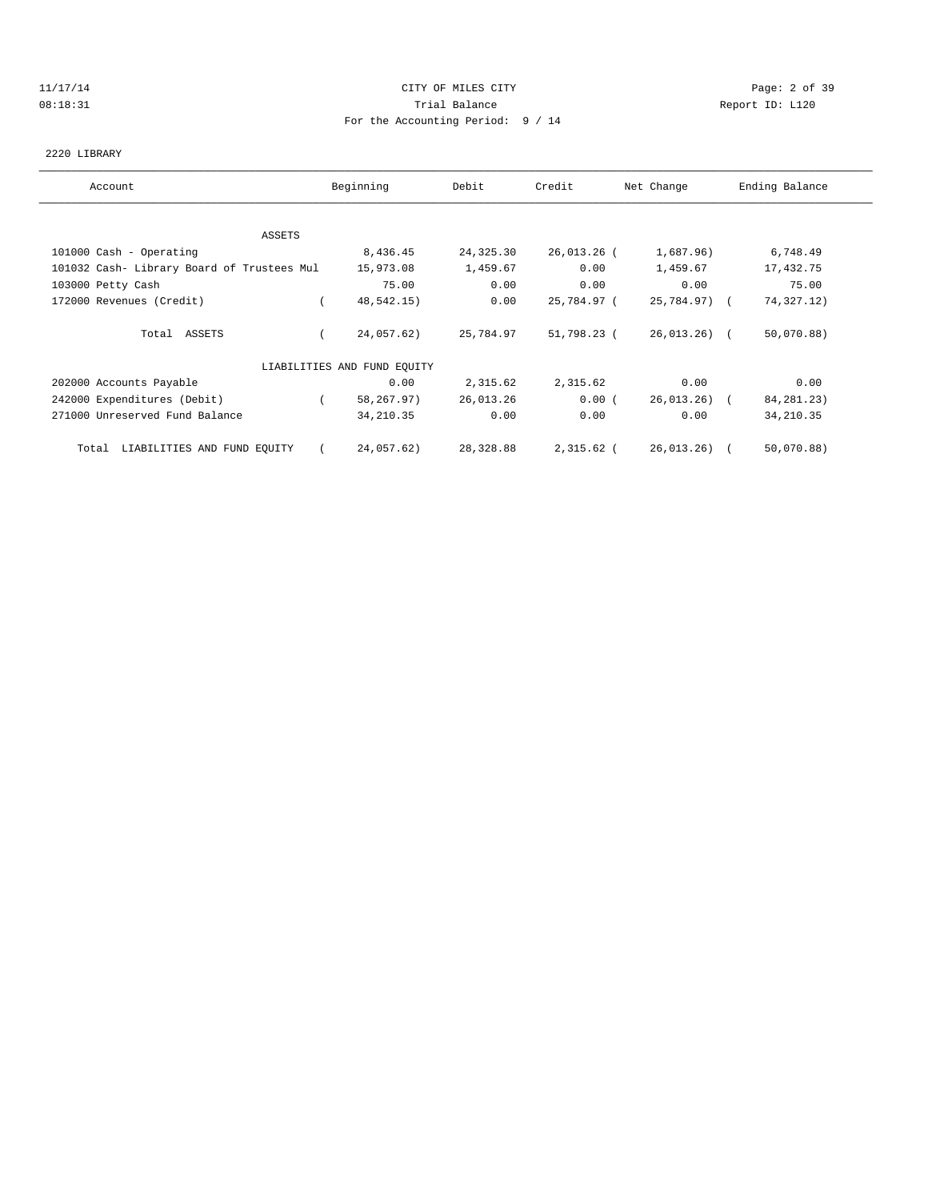CITY OF MILES CITY

Trial Balance

For the Accounting Period: 9 / 14

11/17/14
08:18:31

Report ID: L120

2220 LIBRARY

| Account | Beginning | Debit | Credit | Net Change | Ending Balance |
|---|---|---|---|---|---|
| ASSETS | | | | | |
| 101000 Cash - Operating | 8,436.45 | 24,325.30 | 26,013.26 | ( 1,687.96) | 6,748.49 |
| 101032 Cash- Library Board of Trustees Mul | 15,973.08 | 1,459.67 | 0.00 | 1,459.67 | 17,432.75 |
| 103000 Petty Cash | 75.00 | 0.00 | 0.00 | 0.00 | 75.00 |
| 172000 Revenues (Credit) | ( 48,542.15) | 0.00 | 25,784.97 | ( 25,784.97) | ( 74,327.12) |
| Total ASSETS | ( 24,057.62) | 25,784.97 | 51,798.23 | ( 26,013.26) | ( 50,070.88) |
| LIABILITIES AND FUND EQUITY | | | | | |
| 202000 Accounts Payable | 0.00 | 2,315.62 | 2,315.62 | 0.00 | 0.00 |
| 242000 Expenditures (Debit) | ( 58,267.97) | 26,013.26 | 0.00 | ( 26,013.26) | ( 84,281.23) |
| 271000 Unreserved Fund Balance | 34,210.35 | 0.00 | 0.00 | 0.00 | 34,210.35 |
| Total LIABILITIES AND FUND EQUITY | ( 24,057.62) | 28,328.88 | 2,315.62 | ( 26,013.26) | ( 50,070.88) |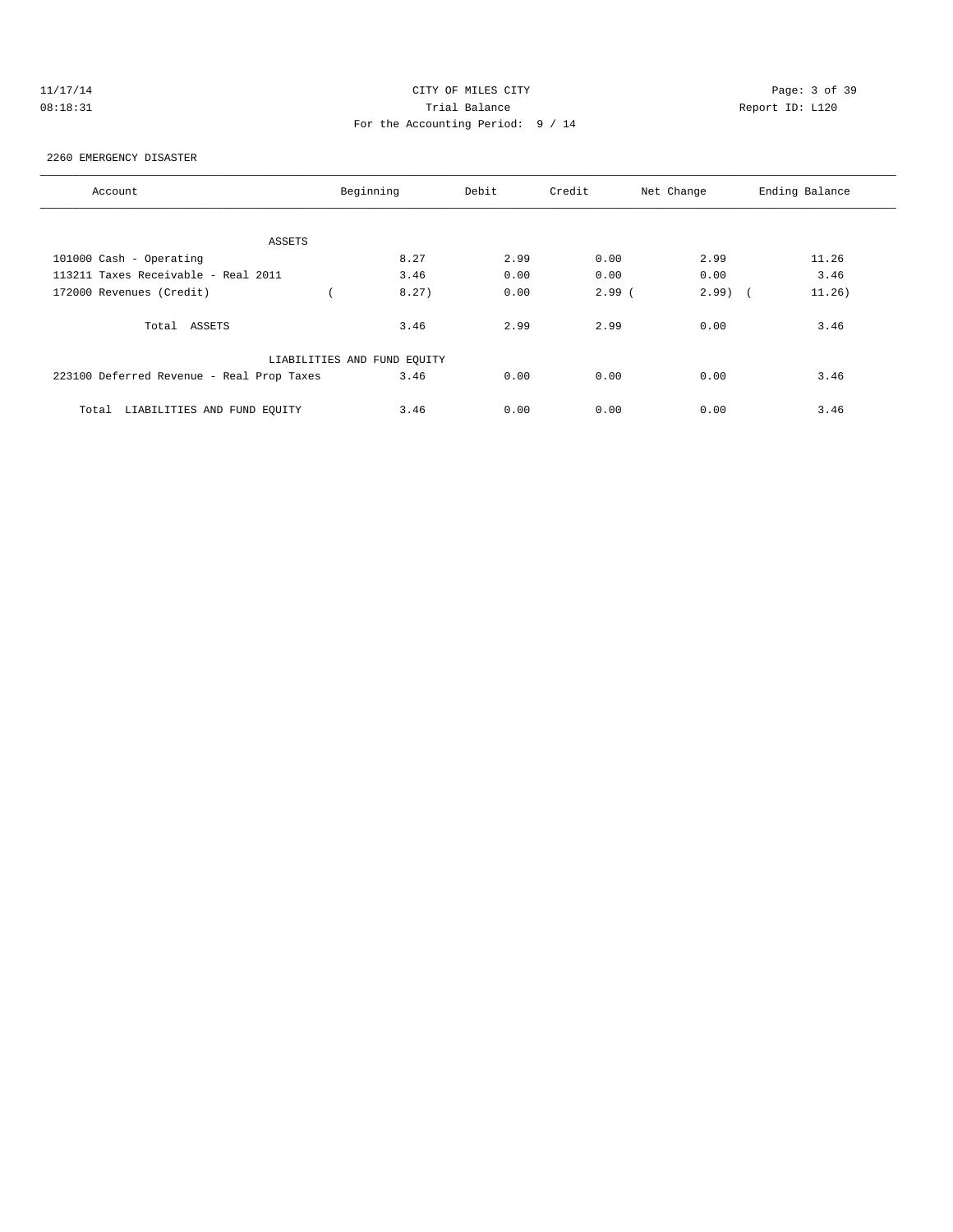CITY OF MILES CITY
Trial Balance
For the Accounting Period: 9 / 14

11/17/14
08:18:31

Report ID: L120

2260 EMERGENCY DISASTER

| Account | Beginning | Debit | Credit | Net Change | Ending Balance |
|---|---|---|---|---|---|
| ASSETS | | | | | |
| 101000 Cash - Operating | 8.27 | 2.99 | 0.00 | 2.99 | 11.26 |
| 113211 Taxes Receivable - Real 2011 | 3.46 | 0.00 | 0.00 | 0.00 | 3.46 |
| 172000 Revenues (Credit) | ( 8.27) | 0.00 | 2.99 | ( 2.99) | ( 11.26) |
| Total ASSETS | 3.46 | 2.99 | 2.99 | 0.00 | 3.46 |
| LIABILITIES AND FUND EQUITY | | | | | |
| 223100 Deferred Revenue - Real Prop Taxes | 3.46 | 0.00 | 0.00 | 0.00 | 3.46 |
| Total LIABILITIES AND FUND EQUITY | 3.46 | 0.00 | 0.00 | 0.00 | 3.46 |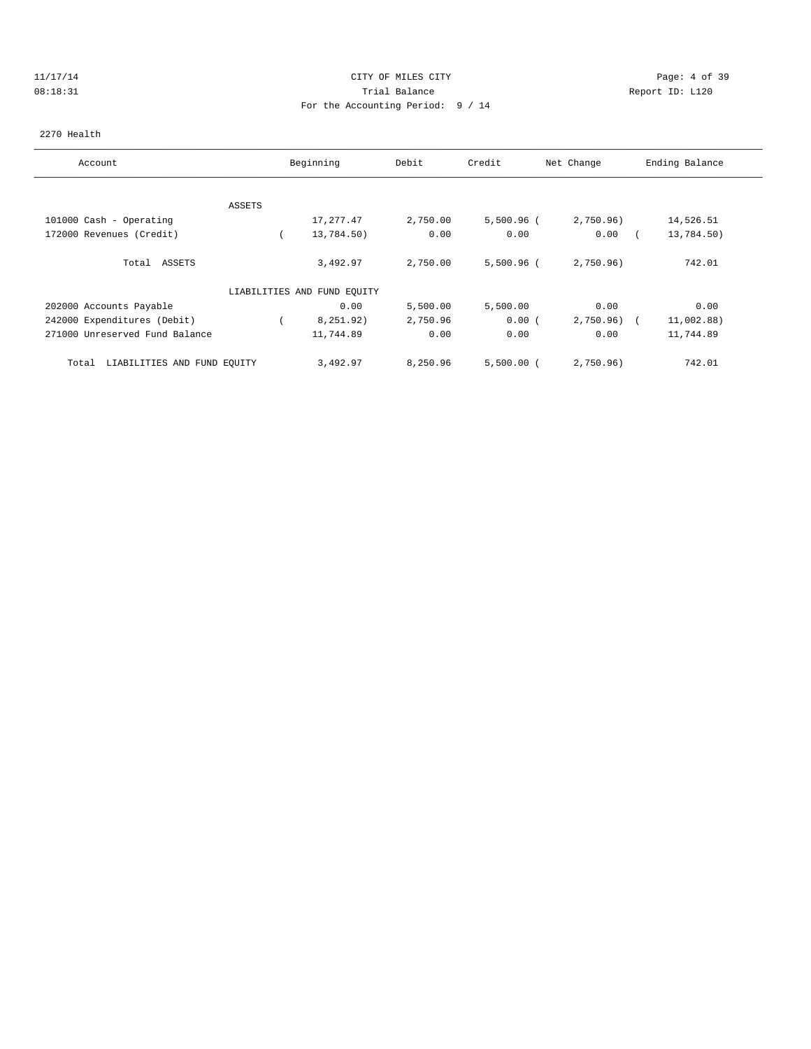CITY OF MILES CITY

Trial Balance

For the Accounting Period: 9 / 14

11/17/14
08:18:31

Report ID: L120

2270 Health

| Account | Beginning | Debit | Credit | Net Change | Ending Balance |
|---|---|---|---|---|---|
| ASSETS | | | | | |
| 101000 Cash - Operating | 17,277.47 | 2,750.00 | 5,500.96 | ( 2,750.96) | 14,526.51 |
| 172000 Revenues (Credit) | ( 13,784.50) | 0.00 | 0.00 | 0.00 | ( 13,784.50) |
| Total ASSETS | 3,492.97 | 2,750.00 | 5,500.96 | ( 2,750.96) | 742.01 |
| LIABILITIES AND FUND EQUITY | | | | | |
| 202000 Accounts Payable | 0.00 | 5,500.00 | 5,500.00 | 0.00 | 0.00 |
| 242000 Expenditures (Debit) | ( 8,251.92) | 2,750.96 | 0.00 | ( 2,750.96) | ( 11,002.88) |
| 271000 Unreserved Fund Balance | 11,744.89 | 0.00 | 0.00 | 0.00 | 11,744.89 |
| Total LIABILITIES AND FUND EQUITY | 3,492.97 | 8,250.96 | 5,500.00 | ( 2,750.96) | 742.01 |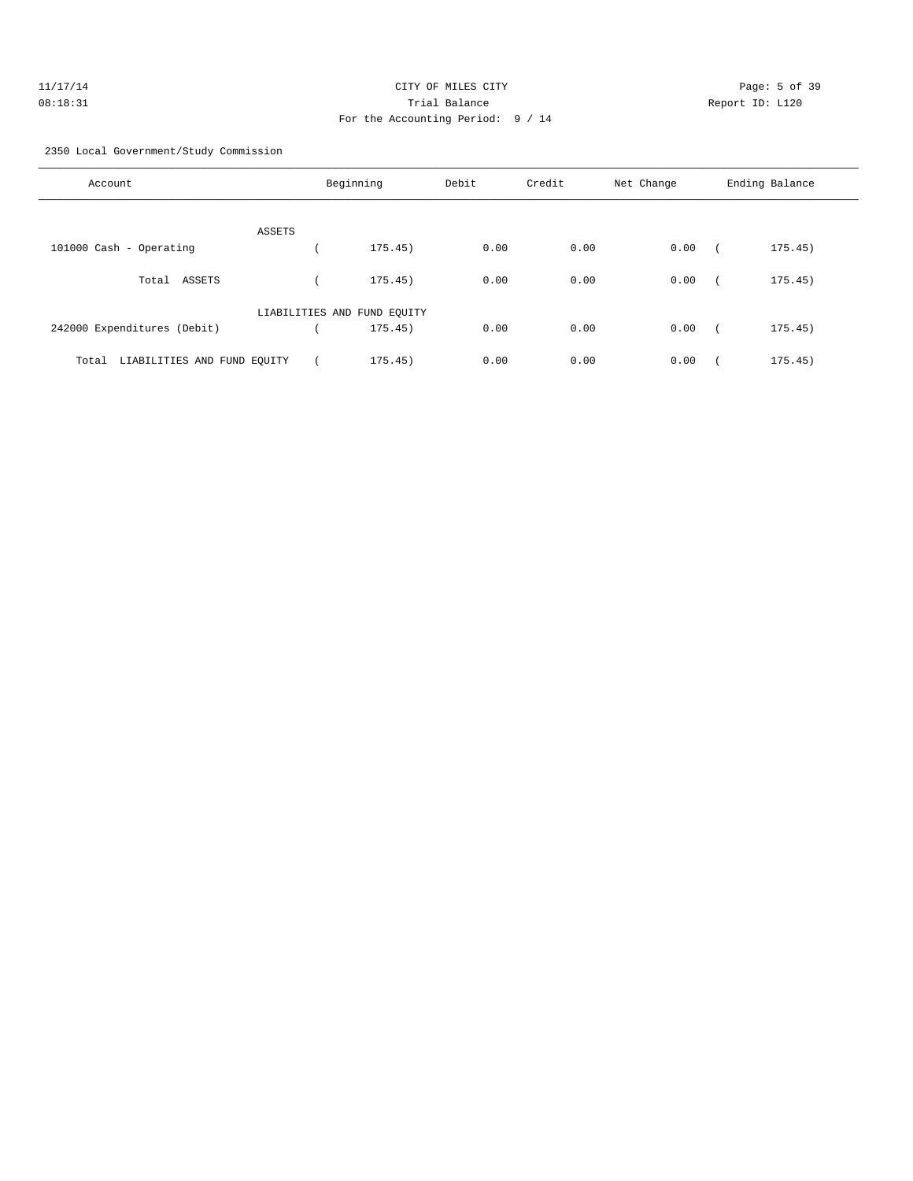2350 Local Government/Study Commission

| Account | Beginning | Debit | Credit | Net Change | Ending Balance |
|---|---|---|---|---|---|
| ASSETS | | | | | |
| 101000 Cash - Operating | ( 175.45) | 0.00 | 0.00 | 0.00 | ( 175.45) |
| Total ASSETS | ( 175.45) | 0.00 | 0.00 | 0.00 | ( 175.45) |
| LIABILITIES AND FUND EQUITY | | | | | |
| 242000 Expenditures (Debit) | ( 175.45) | 0.00 | 0.00 | 0.00 | ( 175.45) |
| Total LIABILITIES AND FUND EQUITY | ( 175.45) | 0.00 | 0.00 | 0.00 | ( 175.45) |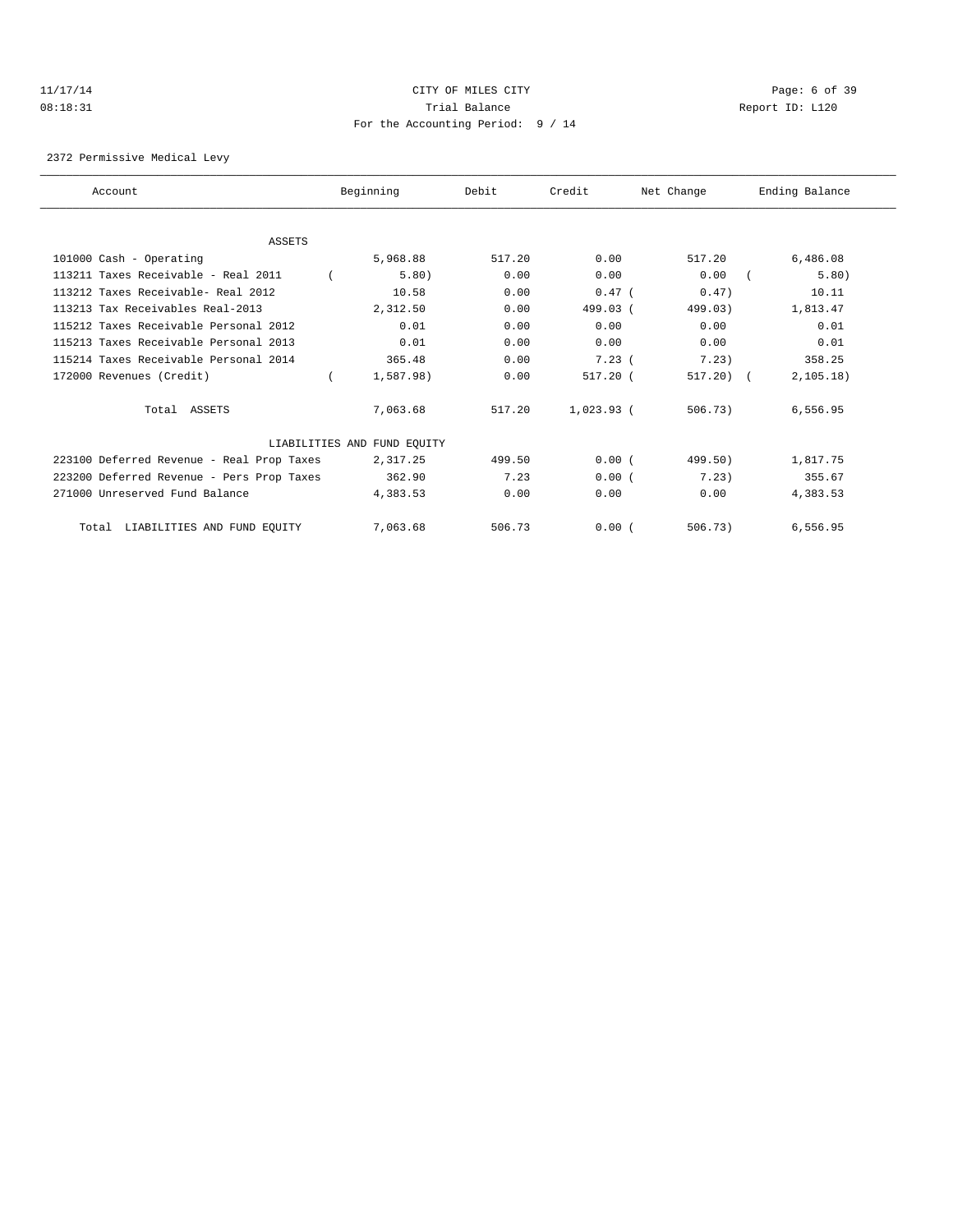CITY OF MILES CITY
Trial Balance
For the Accounting Period: 9 / 14

11/17/14
08:18:31

Report ID: L120

2372 Permissive Medical Levy

| Account | Beginning | Debit | Credit | Net Change | Ending Balance |
|---|---|---|---|---|---|
| ASSETS | | | | | |
| 101000 Cash - Operating | 5,968.88 | 517.20 | 0.00 | 517.20 | 6,486.08 |
| 113211 Taxes Receivable - Real 2011 | ( 5.80) | 0.00 | 0.00 | 0.00 | ( 5.80) |
| 113212 Taxes Receivable- Real 2012 | 10.58 | 0.00 | 0.47 | ( 0.47) | 10.11 |
| 113213 Tax Receivables Real-2013 | 2,312.50 | 0.00 | 499.03 | ( 499.03) | 1,813.47 |
| 115212 Taxes Receivable Personal 2012 | 0.01 | 0.00 | 0.00 | 0.00 | 0.01 |
| 115213 Taxes Receivable Personal 2013 | 0.01 | 0.00 | 0.00 | 0.00 | 0.01 |
| 115214 Taxes Receivable Personal 2014 | 365.48 | 0.00 | 7.23 | ( 7.23) | 358.25 |
| 172000 Revenues (Credit) | ( 1,587.98) | 0.00 | 517.20 | ( 517.20) | ( 2,105.18) |
| Total ASSETS | 7,063.68 | 517.20 | 1,023.93 | ( 506.73) | 6,556.95 |
| LIABILITIES AND FUND EQUITY | | | | | |
| 223100 Deferred Revenue - Real Prop Taxes | 2,317.25 | 499.50 | 0.00 | ( 499.50) | 1,817.75 |
| 223200 Deferred Revenue - Pers Prop Taxes | 362.90 | 7.23 | 0.00 | ( 7.23) | 355.67 |
| 271000 Unreserved Fund Balance | 4,383.53 | 0.00 | 0.00 | 0.00 | 4,383.53 |
| Total LIABILITIES AND FUND EQUITY | 7,063.68 | 506.73 | 0.00 | ( 506.73) | 6,556.95 |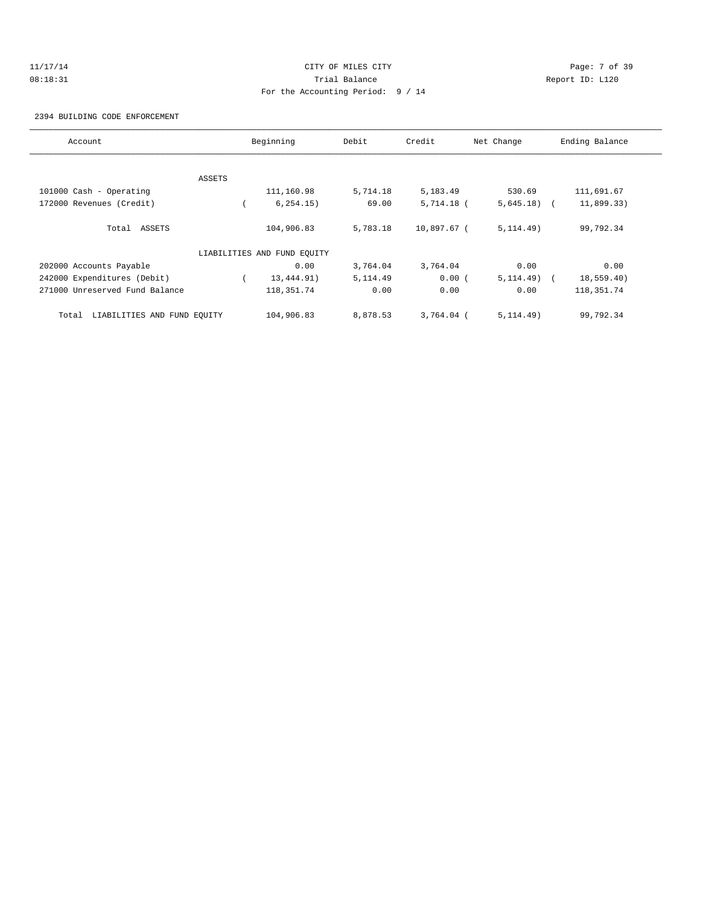CITY OF MILES CITY
Trial Balance
For the Accounting Period: 9 / 14

11/17/14
08:18:31

Report ID: L120

2394 BUILDING CODE ENFORCEMENT

| Account | Beginning | Debit | Credit | Net Change | Ending Balance |
|---|---|---|---|---|---|
| ASSETS | | | | | |
| 101000 Cash - Operating | 111,160.98 | 5,714.18 | 5,183.49 | 530.69 | 111,691.67 |
| 172000 Revenues (Credit) | ( 6,254.15) | 69.00 | 5,714.18 | ( 5,645.18) | ( 11,899.33) |
| Total ASSETS | 104,906.83 | 5,783.18 | 10,897.67 | ( 5,114.49) | 99,792.34 |
| LIABILITIES AND FUND EQUITY | | | | | |
| 202000 Accounts Payable | 0.00 | 3,764.04 | 3,764.04 | 0.00 | 0.00 |
| 242000 Expenditures (Debit) | ( 13,444.91) | 5,114.49 | 0.00 | ( 5,114.49) | ( 18,559.40) |
| 271000 Unreserved Fund Balance | 118,351.74 | 0.00 | 0.00 | 0.00 | 118,351.74 |
| Total LIABILITIES AND FUND EQUITY | 104,906.83 | 8,878.53 | 3,764.04 | ( 5,114.49) | 99,792.34 |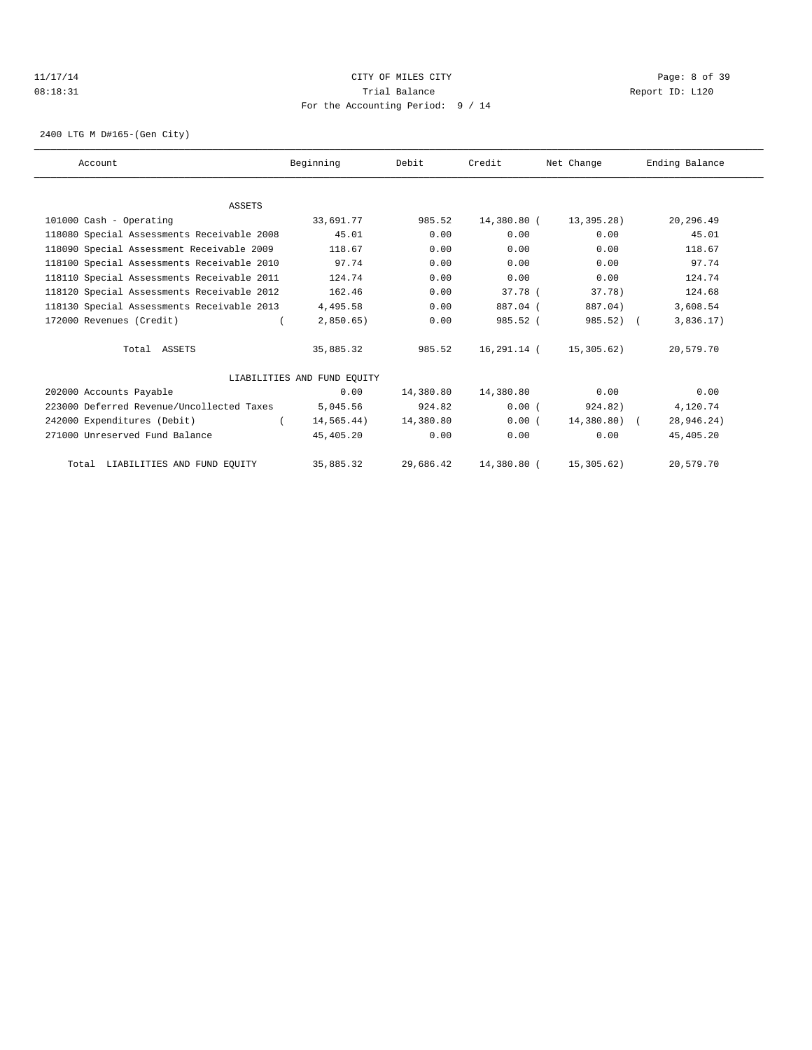CITY OF MILES CITY

Trial Balance

For the Accounting Period: 9 / 14

2400 LTG M D#165-(Gen City)

| Account | Beginning | Debit | Credit | Net Change | Ending Balance |
|---|---|---|---|---|---|
| ASSETS | | | | | |
| 101000 Cash - Operating | 33,691.77 | 985.52 | 14,380.80 | ( 13,395.28) | 20,296.49 |
| 118080 Special Assessments Receivable 2008 | 45.01 | 0.00 | 0.00 | 0.00 | 45.01 |
| 118090 Special Assessment Receivable 2009 | 118.67 | 0.00 | 0.00 | 0.00 | 118.67 |
| 118100 Special Assessments Receivable 2010 | 97.74 | 0.00 | 0.00 | 0.00 | 97.74 |
| 118110 Special Assessments Receivable 2011 | 124.74 | 0.00 | 0.00 | 0.00 | 124.74 |
| 118120 Special Assessments Receivable 2012 | 162.46 | 0.00 | 37.78 | ( 37.78) | 124.68 |
| 118130 Special Assessments Receivable 2013 | 4,495.58 | 0.00 | 887.04 | ( 887.04) | 3,608.54 |
| 172000 Revenues (Credit) | ( 2,850.65) | 0.00 | 985.52 | ( 985.52) | ( 3,836.17) |
| Total ASSETS | 35,885.32 | 985.52 | 16,291.14 | ( 15,305.62) | 20,579.70 |
| LIABILITIES AND FUND EQUITY | | | | | |
| 202000 Accounts Payable | 0.00 | 14,380.80 | 14,380.80 | 0.00 | 0.00 |
| 223000 Deferred Revenue/Uncollected Taxes | 5,045.56 | 924.82 | 0.00 | ( 924.82) | 4,120.74 |
| 242000 Expenditures (Debit) | ( 14,565.44) | 14,380.80 | 0.00 | ( 14,380.80) | ( 28,946.24) |
| 271000 Unreserved Fund Balance | 45,405.20 | 0.00 | 0.00 | 0.00 | 45,405.20 |
| Total LIABILITIES AND FUND EQUITY | 35,885.32 | 29,686.42 | 14,380.80 | ( 15,305.62) | 20,579.70 |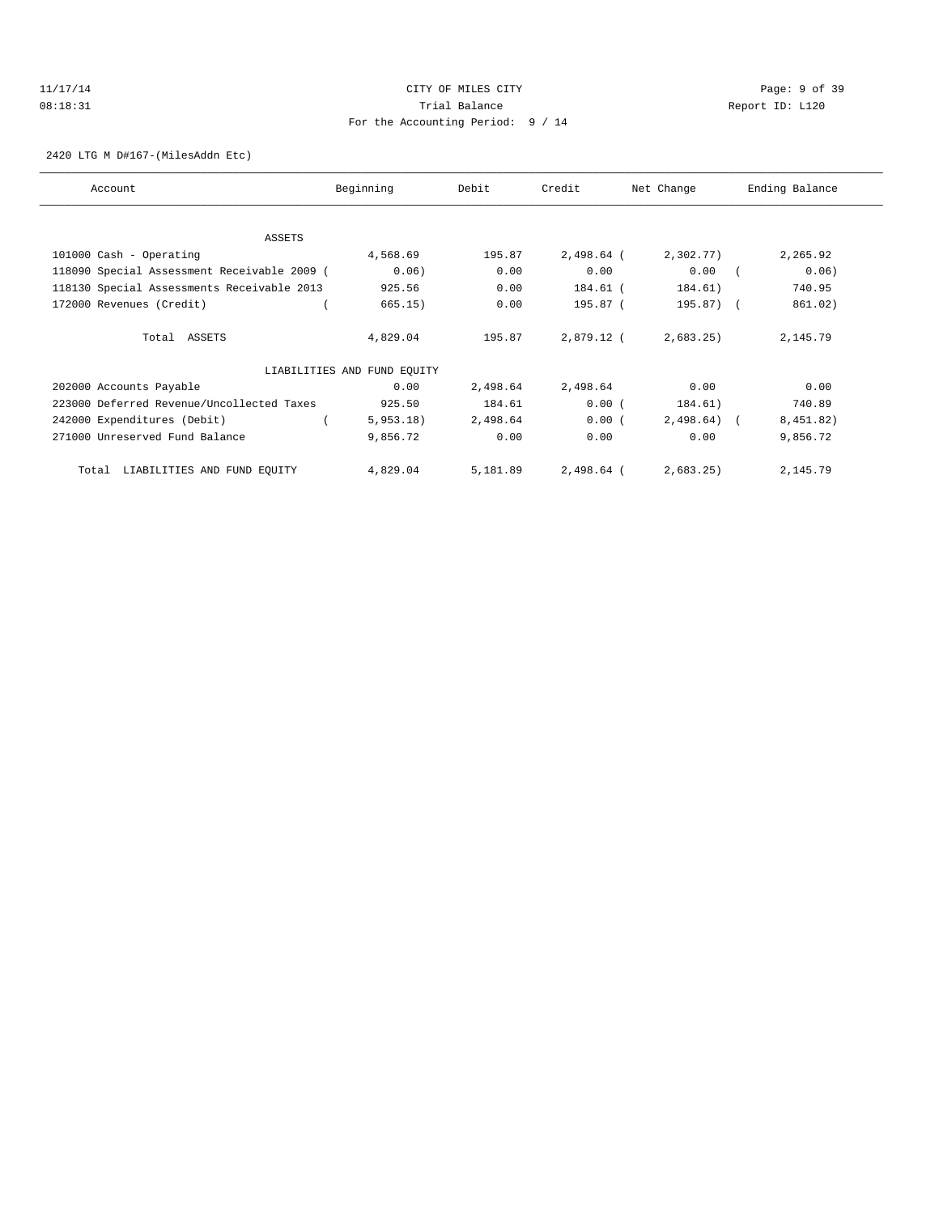CITY OF MILES CITY
Trial Balance
For the Accounting Period: 9 / 14

11/17/14
08:18:31

Report ID: L120

2420 LTG M D#167-(MilesAddn Etc)

| Account | Beginning | Debit | Credit | Net Change | Ending Balance |
|---|---|---|---|---|---|
| ASSETS | | | | | |
| 101000 Cash - Operating | 4,568.69 | 195.87 | 2,498.64 | ( 2,302.77) | 2,265.92 |
| 118090 Special Assessment Receivable 2009 | ( 0.06) | 0.00 | 0.00 | 0.00 | ( 0.06) |
| 118130 Special Assessments Receivable 2013 | 925.56 | 0.00 | 184.61 | ( 184.61) | 740.95 |
| 172000 Revenues (Credit) | ( 665.15) | 0.00 | 195.87 | ( 195.87) | ( 861.02) |
| Total ASSETS | 4,829.04 | 195.87 | 2,879.12 | ( 2,683.25) | 2,145.79 |
| LIABILITIES AND FUND EQUITY | | | | | |
| 202000 Accounts Payable | 0.00 | 2,498.64 | 2,498.64 | 0.00 | 0.00 |
| 223000 Deferred Revenue/Uncollected Taxes | 925.50 | 184.61 | 0.00 | ( 184.61) | 740.89 |
| 242000 Expenditures (Debit) | ( 5,953.18) | 2,498.64 | 0.00 | ( 2,498.64) | ( 8,451.82) |
| 271000 Unreserved Fund Balance | 9,856.72 | 0.00 | 0.00 | 0.00 | 9,856.72 |
| Total LIABILITIES AND FUND EQUITY | 4,829.04 | 5,181.89 | 2,498.64 | ( 2,683.25) | 2,145.79 |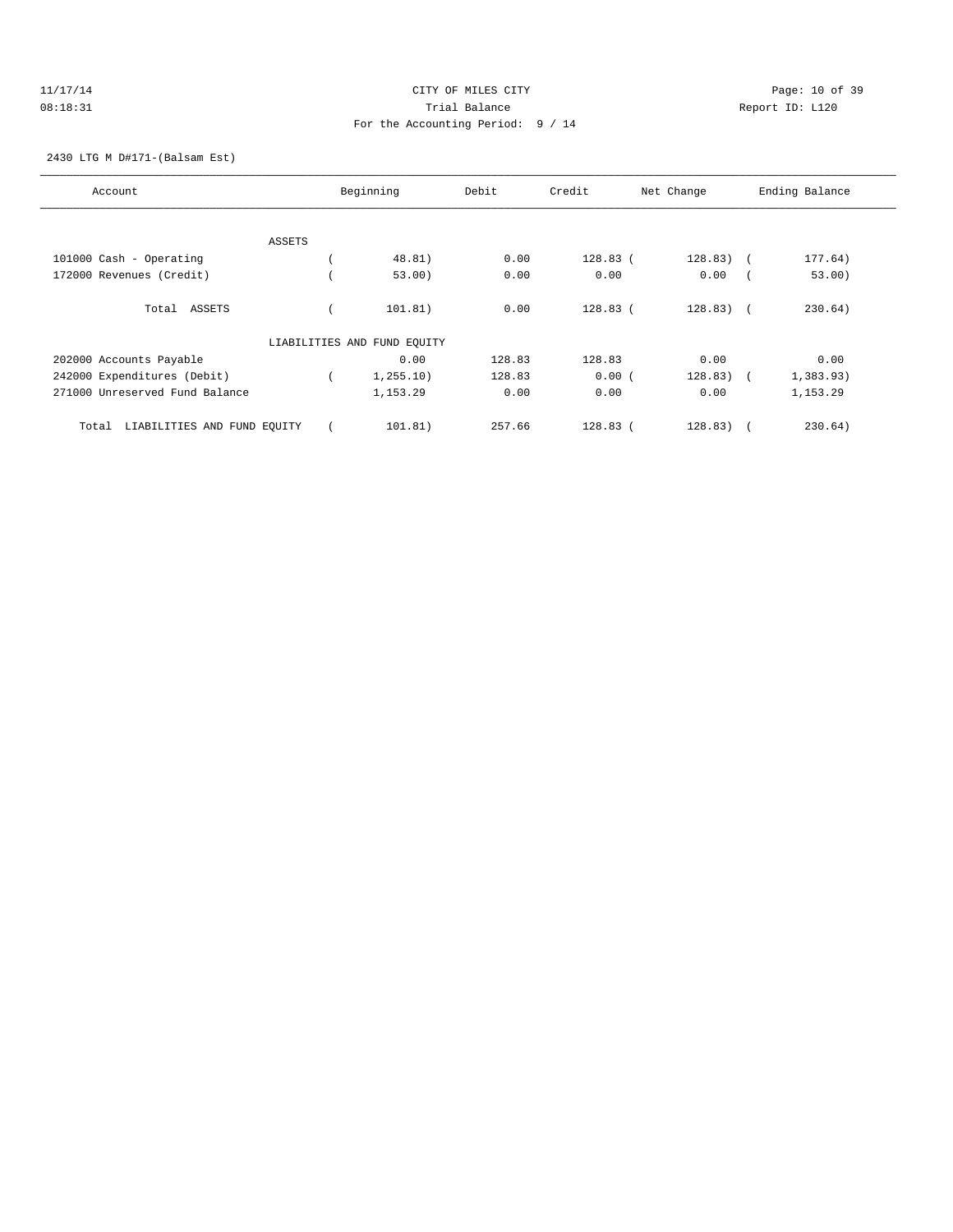CITY OF MILES CITY
Trial Balance
For the Accounting Period: 9 / 14

11/17/14
08:18:31

Report ID: L120

2430 LTG M D#171-(Balsam Est)

| Account | Beginning | Debit | Credit | Net Change | Ending Balance |
|---|---|---|---|---|---|
| ASSETS | | | | | |
| 101000 Cash - Operating | (48.81) | 0.00 | 128.83 | (128.83) | (177.64) |
| 172000 Revenues (Credit) | (53.00) | 0.00 | 0.00 | 0.00 | (53.00) |
| Total ASSETS | (101.81) | 0.00 | 128.83 | (128.83) | (230.64) |
| LIABILITIES AND FUND EQUITY | | | | | |
| 202000 Accounts Payable | 0.00 | 128.83 | 128.83 | 0.00 | 0.00 |
| 242000 Expenditures (Debit) | (1,255.10) | 128.83 | 0.00 | (128.83) | (1,383.93) |
| 271000 Unreserved Fund Balance | 1,153.29 | 0.00 | 0.00 | 0.00 | 1,153.29 |
| Total LIABILITIES AND FUND EQUITY | (101.81) | 257.66 | 128.83 | (128.83) | (230.64) |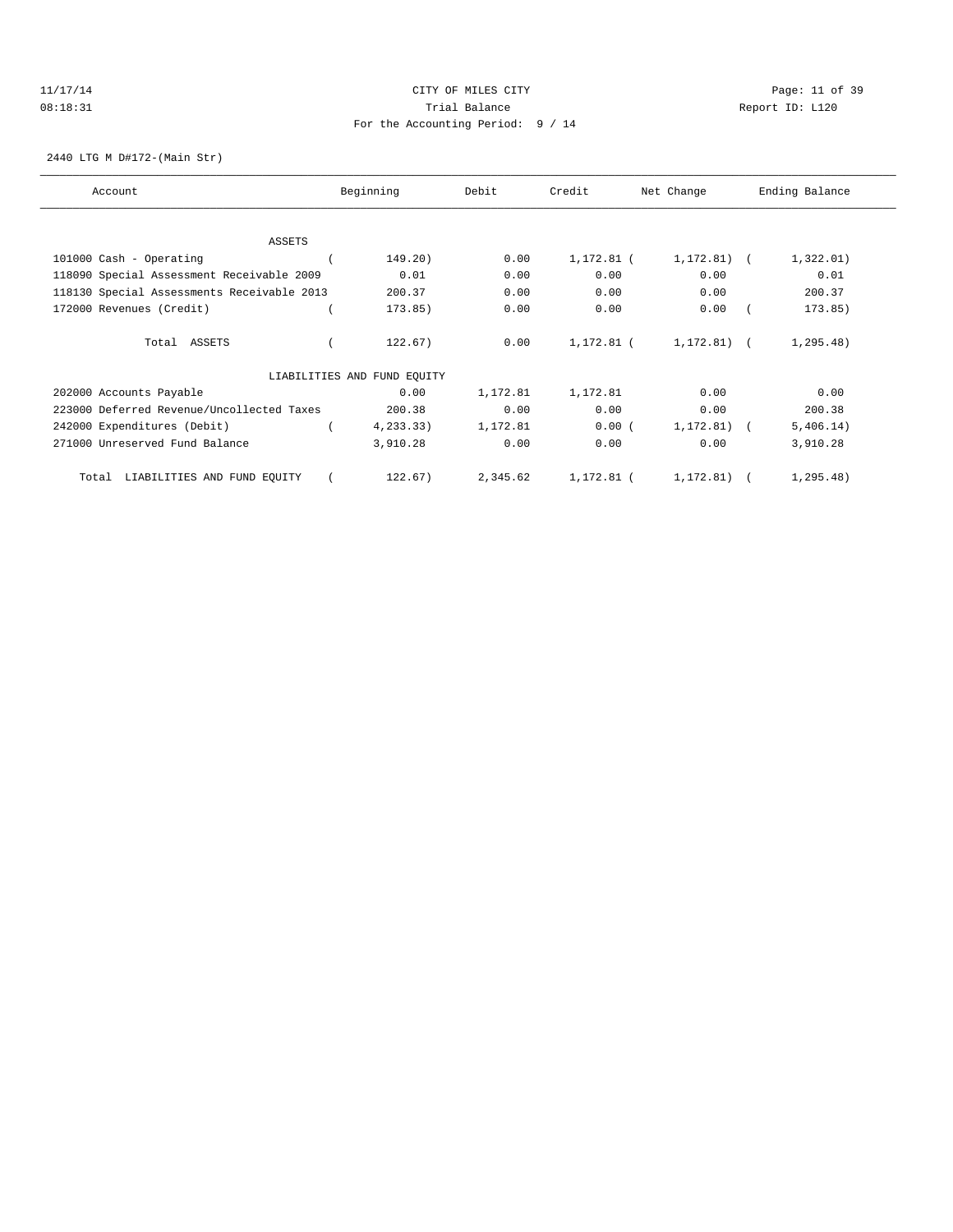CITY OF MILES CITY

Trial Balance

For the Accounting Period: 9 / 14

11/17/14
08:18:31

Report ID: L120

2440 LTG M D#172-(Main Str)

| Account | Beginning | Debit | Credit | Net Change | Ending Balance |
|---|---|---|---|---|---|
| ASSETS | | | | | |
| 101000 Cash - Operating | ( 149.20) | 0.00 | 1,172.81 | ( 1,172.81) | ( 1,322.01) |
| 118090 Special Assessment Receivable 2009 | 0.01 | 0.00 | 0.00 | 0.00 | 0.01 |
| 118130 Special Assessments Receivable 2013 | 200.37 | 0.00 | 0.00 | 0.00 | 200.37 |
| 172000 Revenues (Credit) | ( 173.85) | 0.00 | 0.00 | 0.00 | ( 173.85) |
| Total ASSETS | ( 122.67) | 0.00 | 1,172.81 | ( 1,172.81) | ( 1,295.48) |
| LIABILITIES AND FUND EQUITY | | | | | |
| 202000 Accounts Payable | 0.00 | 1,172.81 | 1,172.81 | 0.00 | 0.00 |
| 223000 Deferred Revenue/Uncollected Taxes | 200.38 | 0.00 | 0.00 | 0.00 | 200.38 |
| 242000 Expenditures (Debit) | ( 4,233.33) | 1,172.81 | 0.00 | ( 1,172.81) | ( 5,406.14) |
| 271000 Unreserved Fund Balance | 3,910.28 | 0.00 | 0.00 | 0.00 | 3,910.28 |
| Total LIABILITIES AND FUND EQUITY | ( 122.67) | 2,345.62 | 1,172.81 | ( 1,172.81) | ( 1,295.48) |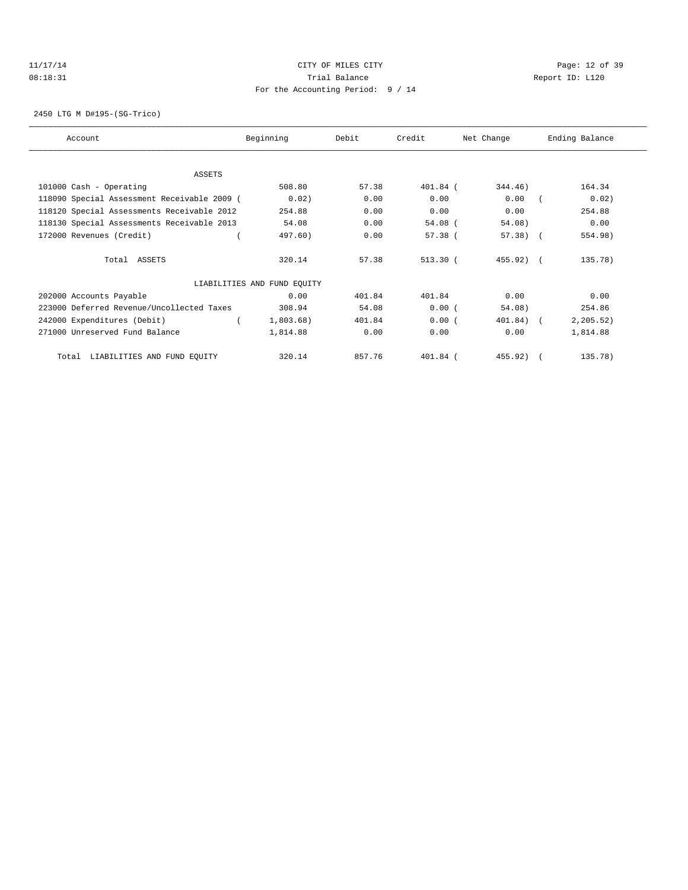CITY OF MILES CITY

Trial Balance

For the Accounting Period: 9 / 14

11/17/14 08:18:31 Report ID: L120

2450 LTG M D#195-(SG-Trico)

| Account | Beginning | Debit | Credit | Net Change | Ending Balance |
|---|---|---|---|---|---|
| ASSETS | | | | | |
| 101000 Cash - Operating | 508.80 | 57.38 | 401.84 | (344.46) | 164.34 |
| 118090 Special Assessment Receivable 2009 | (0.02) | 0.00 | 0.00 | 0.00 | (0.02) |
| 118120 Special Assessments Receivable 2012 | 254.88 | 0.00 | 0.00 | 0.00 | 254.88 |
| 118130 Special Assessments Receivable 2013 | 54.08 | 0.00 | 54.08 | (54.08) | 0.00 |
| 172000 Revenues (Credit) | (497.60) | 0.00 | 57.38 | (57.38) | (554.98) |
| Total ASSETS | 320.14 | 57.38 | 513.30 | (455.92) | (135.78) |
| LIABILITIES AND FUND EQUITY | | | | | |
| 202000 Accounts Payable | 0.00 | 401.84 | 401.84 | 0.00 | 0.00 |
| 223000 Deferred Revenue/Uncollected Taxes | 308.94 | 54.08 | 0.00 | (54.08) | 254.86 |
| 242000 Expenditures (Debit) | (1,803.68) | 401.84 | 0.00 | (401.84) | (2,205.52) |
| 271000 Unreserved Fund Balance | 1,814.88 | 0.00 | 0.00 | 0.00 | 1,814.88 |
| Total LIABILITIES AND FUND EQUITY | 320.14 | 857.76 | 401.84 | (455.92) | (135.78) |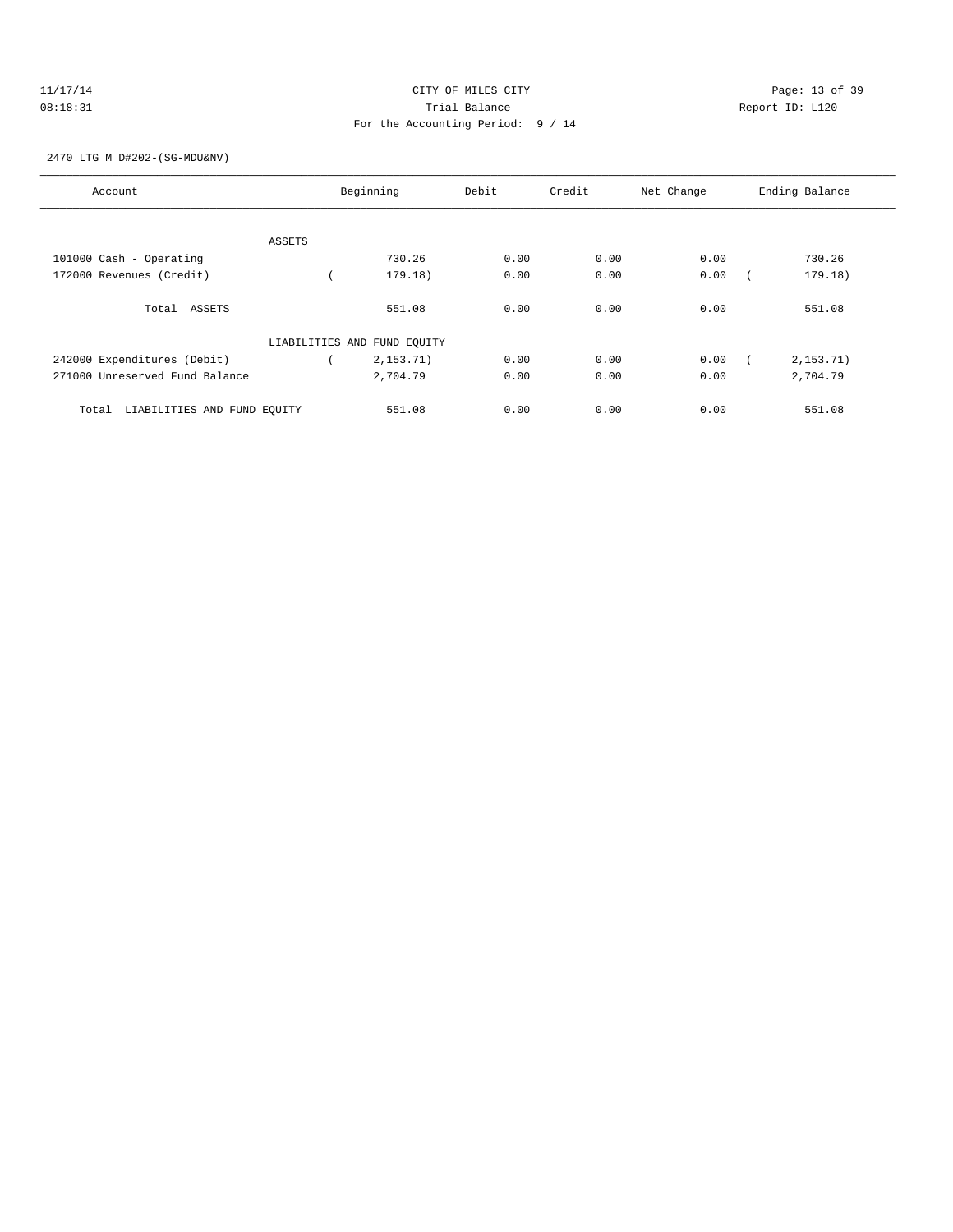CITY OF MILES CITY
Trial Balance
For the Accounting Period: 9 / 14

11/17/14
08:18:31

Report ID: L120

2470 LTG M D#202-(SG-MDU&NV)

| Account | Beginning | Debit | Credit | Net Change | Ending Balance |
|---|---|---|---|---|---|
| ASSETS | | | | | |
| 101000 Cash - Operating | 730.26 | 0.00 | 0.00 | 0.00 | 730.26 |
| 172000 Revenues (Credit) | ( 179.18) | 0.00 | 0.00 | 0.00 | ( 179.18) |
| Total ASSETS | 551.08 | 0.00 | 0.00 | 0.00 | 551.08 |
| LIABILITIES AND FUND EQUITY | | | | | |
| 242000 Expenditures (Debit) | ( 2,153.71) | 0.00 | 0.00 | 0.00 | ( 2,153.71) |
| 271000 Unreserved Fund Balance | 2,704.79 | 0.00 | 0.00 | 0.00 | 2,704.79 |
| Total LIABILITIES AND FUND EQUITY | 551.08 | 0.00 | 0.00 | 0.00 | 551.08 |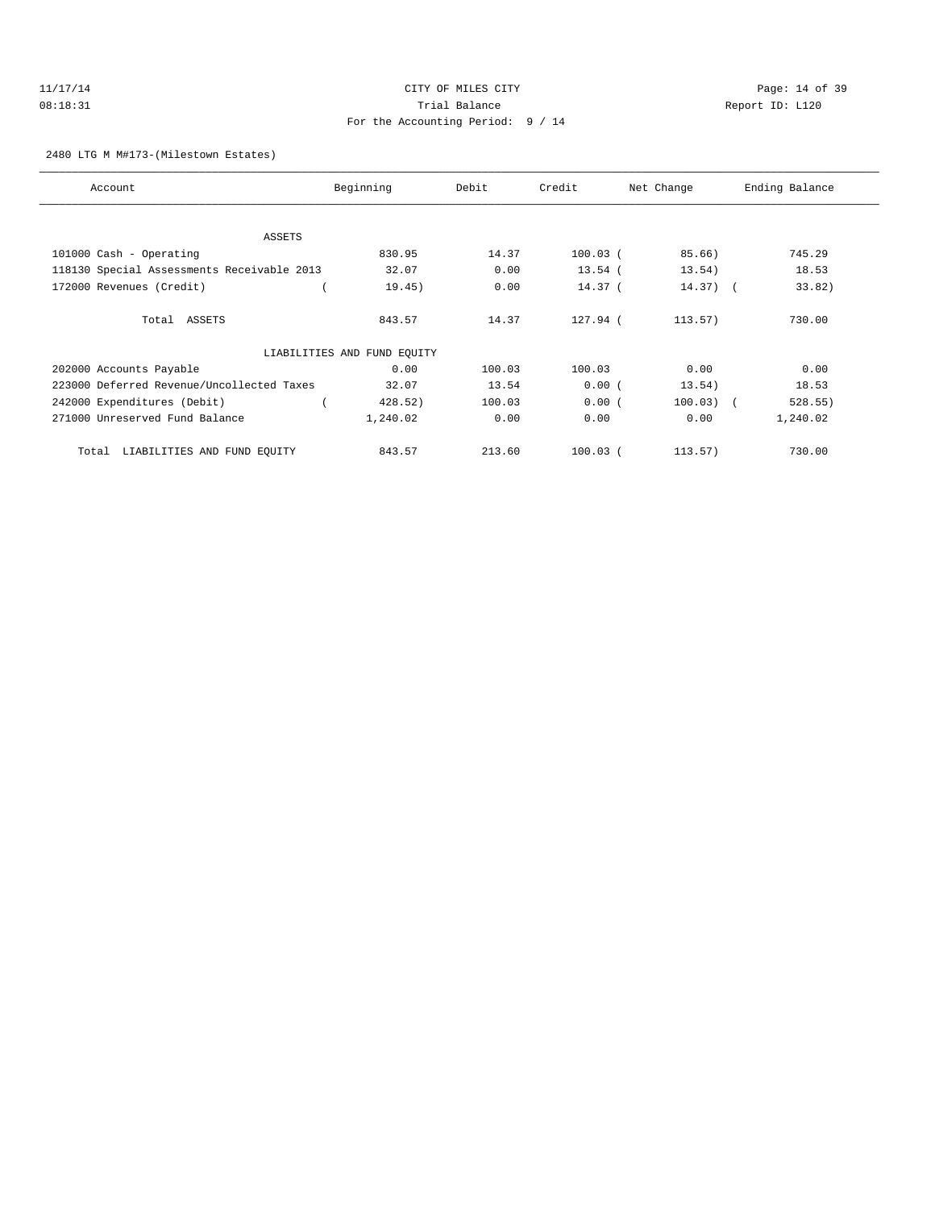11/17/14 CITY OF MILES CITY
08:18:31 Trial Balance Report ID: L120
For the Accounting Period: 9 / 14

2480 LTG M M#173-(Milestown Estates)

| Account | Beginning | Debit | Credit | Net Change | Ending Balance |
|---|---|---|---|---|---|
| **ASSETS** | | | | | |
| 101000 Cash - Operating | 830.95 | 14.37 | 100.03 | ( 85.66) | 745.29 |
| 118130 Special Assessments Receivable 2013 | 32.07 | 0.00 | 13.54 | ( 13.54) | 18.53 |
| 172000 Revenues (Credit) | ( 19.45) | 0.00 | 14.37 | ( 14.37) | ( 33.82) |
| Total ASSETS | 843.57 | 14.37 | 127.94 | ( 113.57) | 730.00 |
| **LIABILITIES AND FUND EQUITY** | | | | | |
| 202000 Accounts Payable | 0.00 | 100.03 | 100.03 | 0.00 | 0.00 |
| 223000 Deferred Revenue/Uncollected Taxes | 32.07 | 13.54 | 0.00 | ( 13.54) | 18.53 |
| 242000 Expenditures (Debit) | ( 428.52) | 100.03 | 0.00 | ( 100.03) | ( 528.55) |
| 271000 Unreserved Fund Balance | 1,240.02 | 0.00 | 0.00 | 0.00 | 1,240.02 |
| Total LIABILITIES AND FUND EQUITY | 843.57 | 213.60 | 100.03 | ( 113.57) | 730.00 |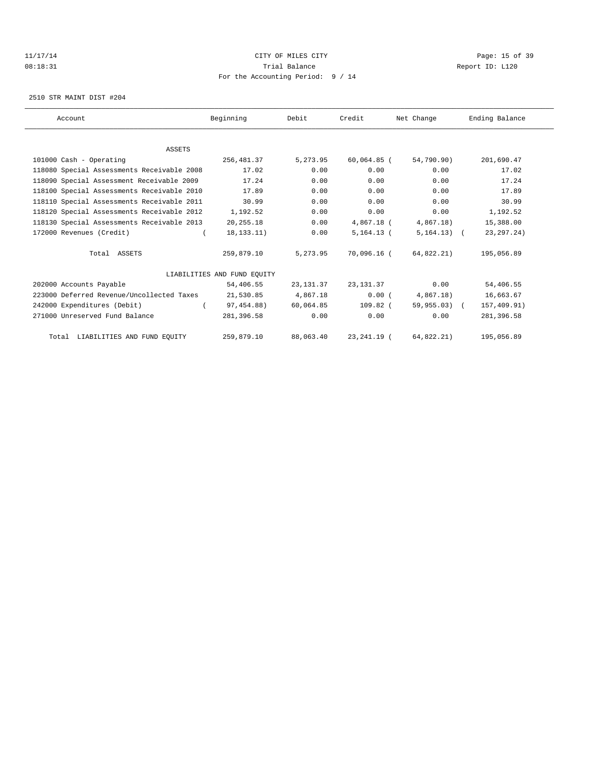CITY OF MILES CITY

Trial Balance

For the Accounting Period: 9 / 14

11/17/14
08:18:31

Report ID: L120

2510 STR MAINT DIST #204

| Account | Beginning | Debit | Credit | Net Change | Ending Balance |
|---|---|---|---|---|---|
| ASSETS | | | | | |
| 101000 Cash - Operating | 256,481.37 | 5,273.95 | 60,064.85 | ( 54,790.90) | 201,690.47 |
| 118080 Special Assessments Receivable 2008 | 17.02 | 0.00 | 0.00 | 0.00 | 17.02 |
| 118090 Special Assessment Receivable 2009 | 17.24 | 0.00 | 0.00 | 0.00 | 17.24 |
| 118100 Special Assessments Receivable 2010 | 17.89 | 0.00 | 0.00 | 0.00 | 17.89 |
| 118110 Special Assessments Receivable 2011 | 30.99 | 0.00 | 0.00 | 0.00 | 30.99 |
| 118120 Special Assessments Receivable 2012 | 1,192.52 | 0.00 | 0.00 | 0.00 | 1,192.52 |
| 118130 Special Assessments Receivable 2013 | 20,255.18 | 0.00 | 4,867.18 | ( 4,867.18) | 15,388.00 |
| 172000 Revenues (Credit) | ( 18,133.11) | 0.00 | 5,164.13 | ( 5,164.13) | ( 23,297.24) |
| Total ASSETS | 259,879.10 | 5,273.95 | 70,096.16 | ( 64,822.21) | 195,056.89 |
| LIABILITIES AND FUND EQUITY | | | | | |
| 202000 Accounts Payable | 54,406.55 | 23,131.37 | 23,131.37 | 0.00 | 54,406.55 |
| 223000 Deferred Revenue/Uncollected Taxes | 21,530.85 | 4,867.18 | 0.00 | ( 4,867.18) | 16,663.67 |
| 242000 Expenditures (Debit) | ( 97,454.88) | 60,064.85 | 109.82 | ( 59,955.03) | ( 157,409.91) |
| 271000 Unreserved Fund Balance | 281,396.58 | 0.00 | 0.00 | 0.00 | 281,396.58 |
| Total LIABILITIES AND FUND EQUITY | 259,879.10 | 88,063.40 | 23,241.19 | ( 64,822.21) | 195,056.89 |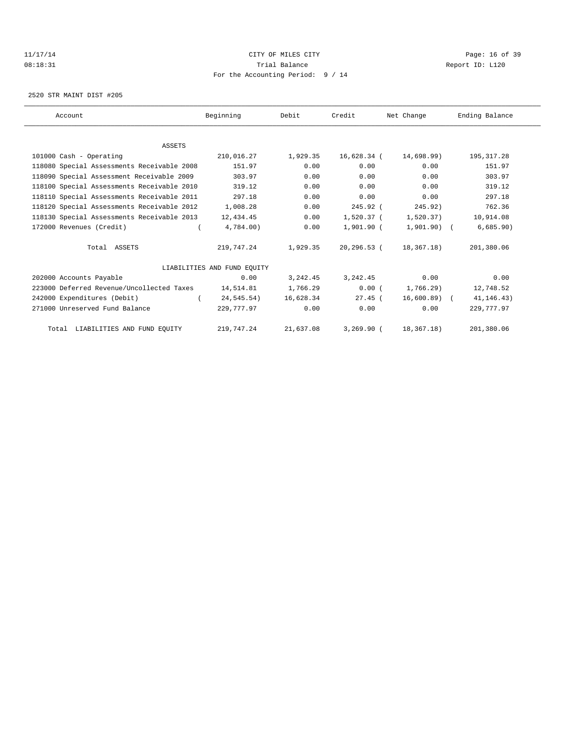CITY OF MILES CITY

Trial Balance

For the Accounting Period: 9 / 14

11/17/14
08:18:31

Report ID: L120

2520 STR MAINT DIST #205

| Account | Beginning | Debit | Credit | Net Change | Ending Balance |
|---|---|---|---|---|---|
| ASSETS | | | | | |
| 101000 Cash - Operating | 210,016.27 | 1,929.35 | 16,628.34 | ( 14,698.99) | 195,317.28 |
| 118080 Special Assessments Receivable 2008 | 151.97 | 0.00 | 0.00 | 0.00 | 151.97 |
| 118090 Special Assessment Receivable 2009 | 303.97 | 0.00 | 0.00 | 0.00 | 303.97 |
| 118100 Special Assessments Receivable 2010 | 319.12 | 0.00 | 0.00 | 0.00 | 319.12 |
| 118110 Special Assessments Receivable 2011 | 297.18 | 0.00 | 0.00 | 0.00 | 297.18 |
| 118120 Special Assessments Receivable 2012 | 1,008.28 | 0.00 | 245.92 | ( 245.92) | 762.36 |
| 118130 Special Assessments Receivable 2013 | 12,434.45 | 0.00 | 1,520.37 | ( 1,520.37) | 10,914.08 |
| 172000 Revenues (Credit) | ( 4,784.00) | 0.00 | 1,901.90 | ( 1,901.90) | ( 6,685.90) |
| Total ASSETS | 219,747.24 | 1,929.35 | 20,296.53 | ( 18,367.18) | 201,380.06 |
| LIABILITIES AND FUND EQUITY | | | | | |
| 202000 Accounts Payable | 0.00 | 3,242.45 | 3,242.45 | 0.00 | 0.00 |
| 223000 Deferred Revenue/Uncollected Taxes | 14,514.81 | 1,766.29 | 0.00 | ( 1,766.29) | 12,748.52 |
| 242000 Expenditures (Debit) | ( 24,545.54) | 16,628.34 | 27.45 | ( 16,600.89) | ( 41,146.43) |
| 271000 Unreserved Fund Balance | 229,777.97 | 0.00 | 0.00 | 0.00 | 229,777.97 |
| Total LIABILITIES AND FUND EQUITY | 219,747.24 | 21,637.08 | 3,269.90 | ( 18,367.18) | 201,380.06 |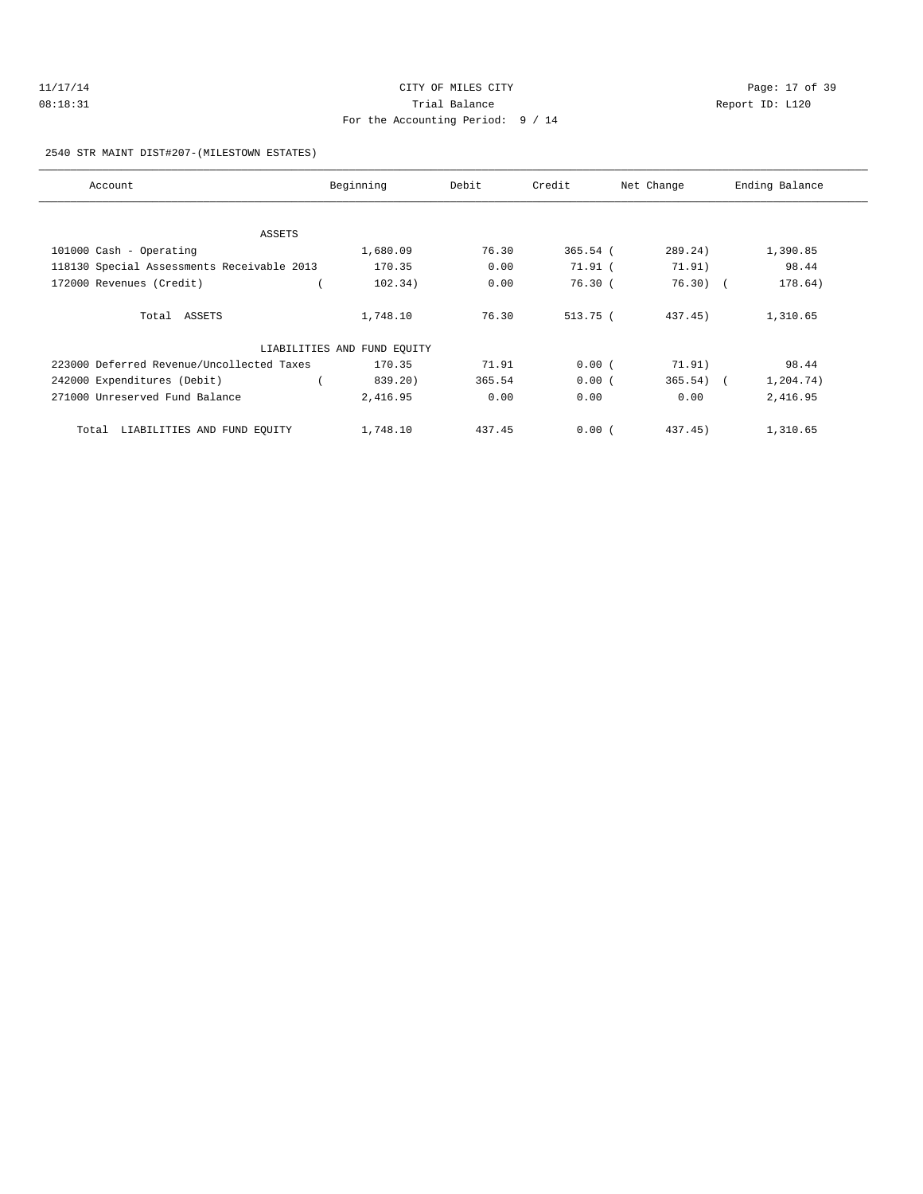CITY OF MILES CITY
Trial Balance
For the Accounting Period: 9 / 14

2540 STR MAINT DIST#207-(MILESTOWN ESTATES)

| Account | Beginning | Debit | Credit | Net Change | Ending Balance |
|---|---|---|---|---|---|
| ASSETS | | | | | |
| 101000 Cash - Operating | 1,680.09 | 76.30 | 365.54 | ( 289.24) | 1,390.85 |
| 118130 Special Assessments Receivable 2013 | 170.35 | 0.00 | 71.91 | ( 71.91) | 98.44 |
| 172000 Revenues (Credit) | ( 102.34) | 0.00 | 76.30 | ( 76.30) | ( 178.64) |
| Total ASSETS | 1,748.10 | 76.30 | 513.75 | ( 437.45) | 1,310.65 |
| LIABILITIES AND FUND EQUITY | | | | | |
| 223000 Deferred Revenue/Uncollected Taxes | 170.35 | 71.91 | 0.00 | ( 71.91) | 98.44 |
| 242000 Expenditures (Debit) | ( 839.20) | 365.54 | 0.00 | ( 365.54) | ( 1,204.74) |
| 271000 Unreserved Fund Balance | 2,416.95 | 0.00 | 0.00 | 0.00 | 2,416.95 |
| Total LIABILITIES AND FUND EQUITY | 1,748.10 | 437.45 | 0.00 | ( 437.45) | 1,310.65 |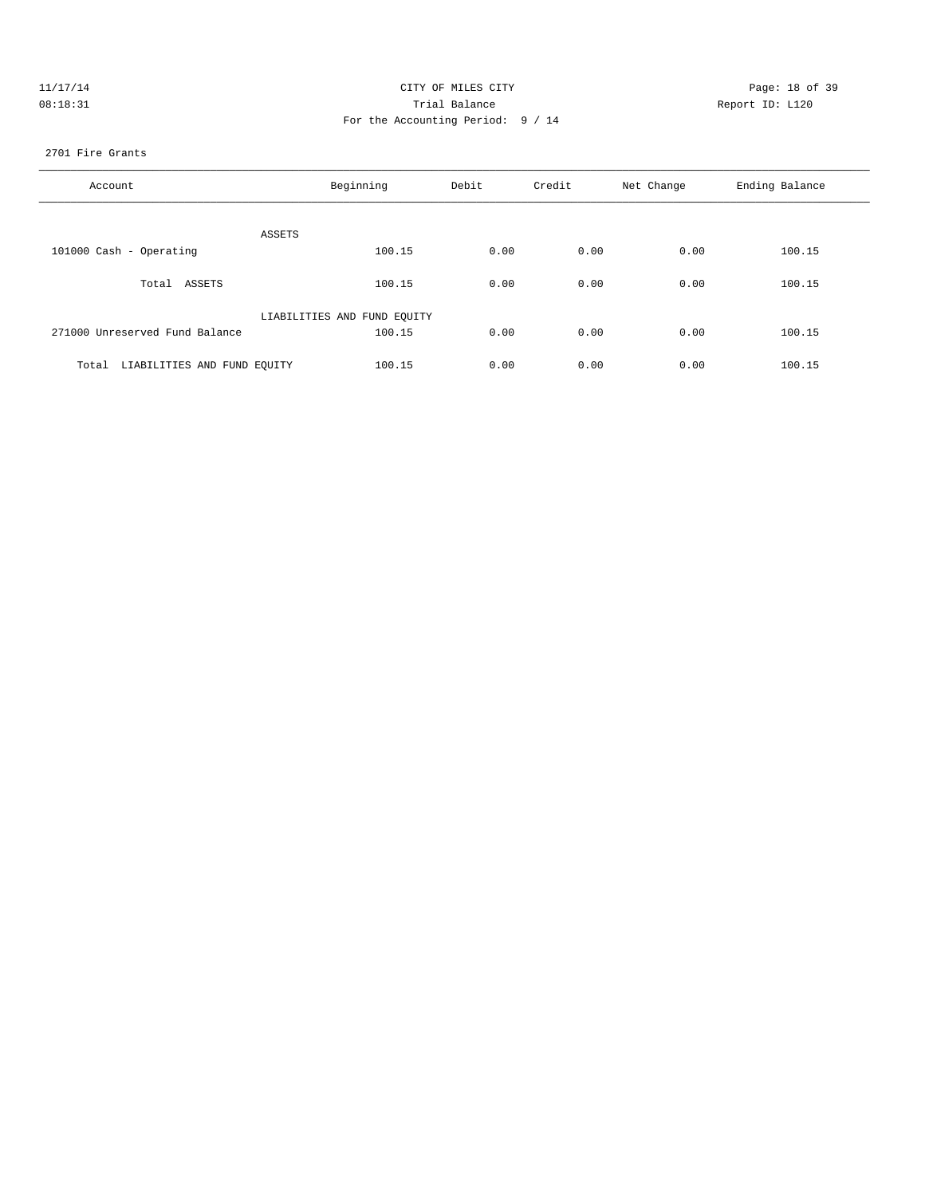CITY OF MILES CITY

Trial Balance

For the Accounting Period: 9 / 14

11/17/14
08:18:31

Report ID: L120

2701 Fire Grants

| Account | Beginning | Debit | Credit | Net Change | Ending Balance |
|---|---|---|---|---|---|
| ASSETS | | | | | |
| 101000 Cash - Operating | 100.15 | 0.00 | 0.00 | 0.00 | 100.15 |
| Total ASSETS | 100.15 | 0.00 | 0.00 | 0.00 | 100.15 |
| LIABILITIES AND FUND EQUITY | | | | | |
| 271000 Unreserved Fund Balance | 100.15 | 0.00 | 0.00 | 0.00 | 100.15 |
| Total LIABILITIES AND FUND EQUITY | 100.15 | 0.00 | 0.00 | 0.00 | 100.15 |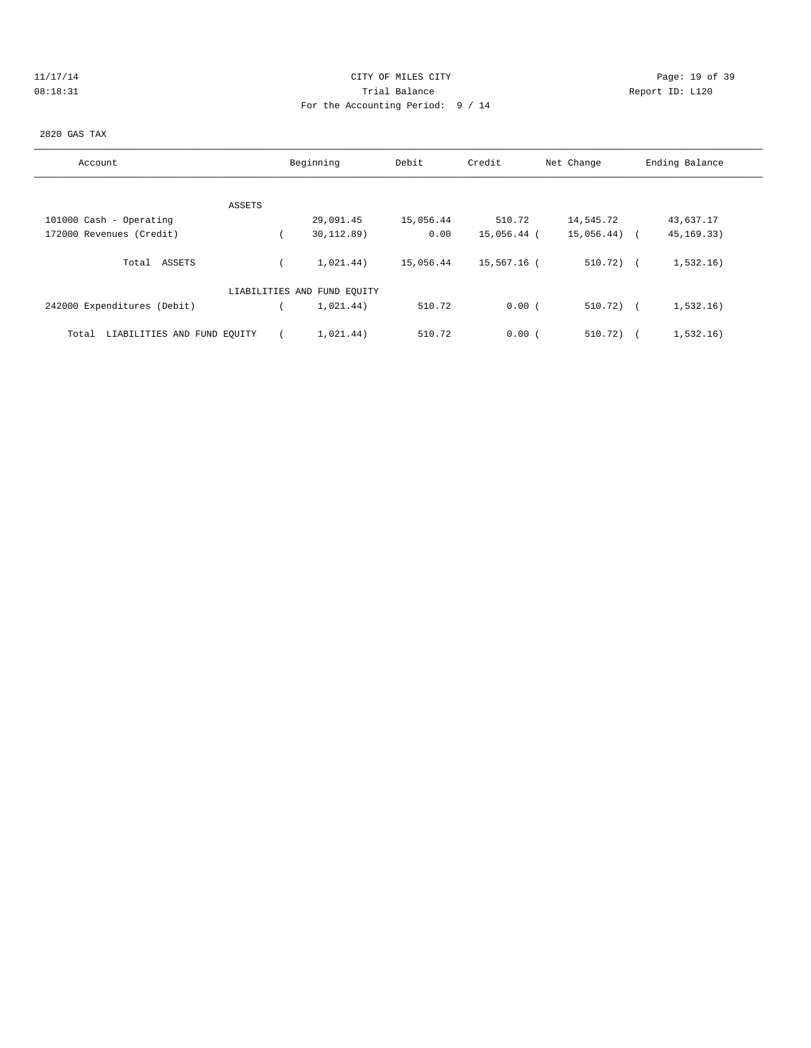CITY OF MILES CITY

Trial Balance

For the Accounting Period: 9 / 14

11/17/14
08:18:31

Report ID: L120

2820 GAS TAX

| Account | Beginning | Debit | Credit | Net Change | Ending Balance |
|---|---|---|---|---|---|
| ASSETS | | | | | |
| 101000 Cash - Operating | 29,091.45 | 15,056.44 | 510.72 | 14,545.72 | 43,637.17 |
| 172000 Revenues (Credit) | ( 30,112.89) | 0.00 | 15,056.44 | ( 15,056.44) | ( 45,169.33) |
| Total ASSETS | ( 1,021.44) | 15,056.44 | 15,567.16 | ( 510.72) | ( 1,532.16) |
| LIABILITIES AND FUND EQUITY | | | | | |
| 242000 Expenditures (Debit) | ( 1,021.44) | 510.72 | 0.00 | ( 510.72) | ( 1,532.16) |
| Total LIABILITIES AND FUND EQUITY | ( 1,021.44) | 510.72 | 0.00 | ( 510.72) | ( 1,532.16) |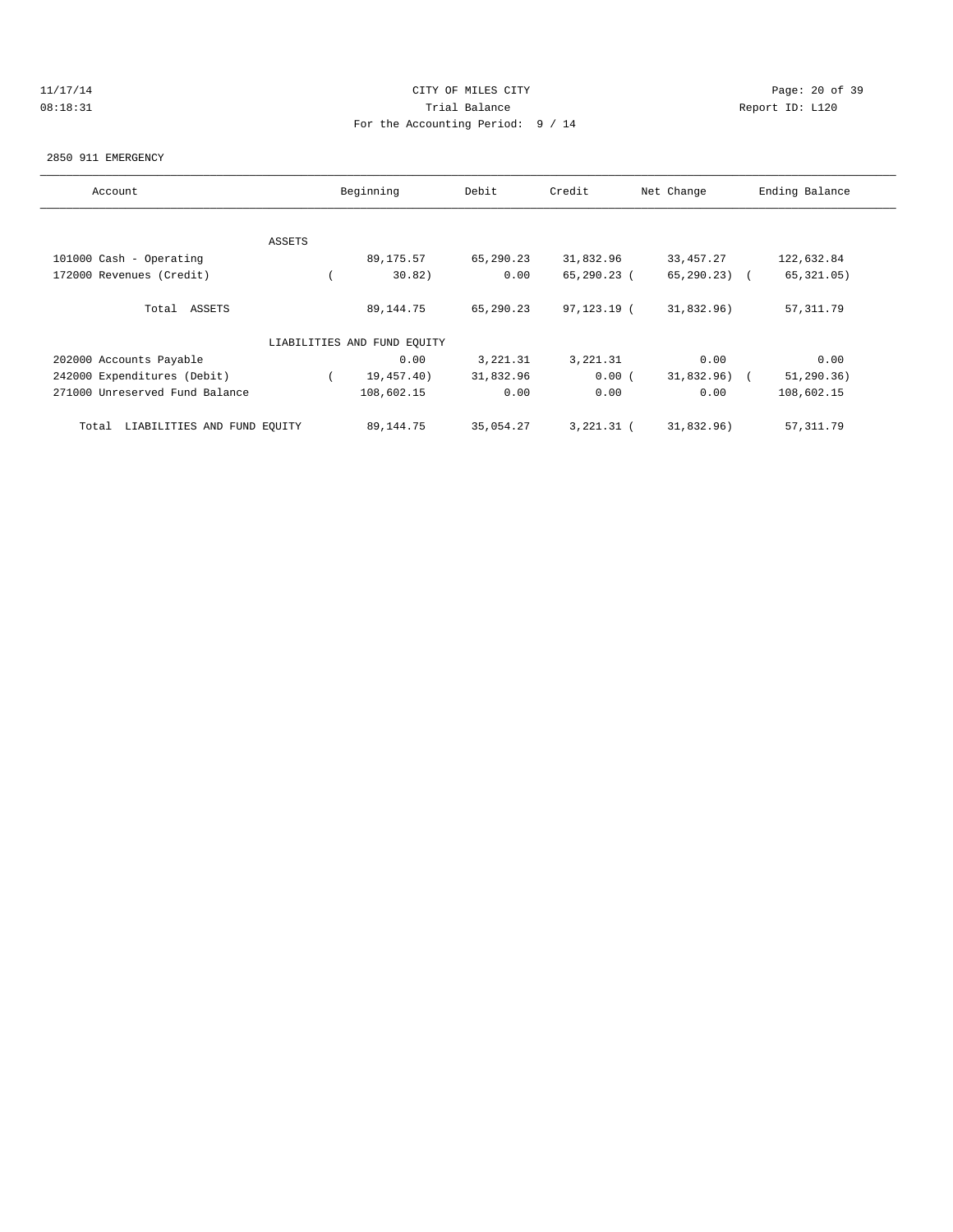CITY OF MILES CITY
Trial Balance
For the Accounting Period: 9 / 14

11/17/14
08:18:31

Report ID: L120

2850 911 EMERGENCY

| Account | Beginning | Debit | Credit | Net Change | Ending Balance |
|---|---|---|---|---|---|
| **ASSETS** | | | | | |
| 101000 Cash - Operating | 89,175.57 | 65,290.23 | 31,832.96 | 33,457.27 | 122,632.84 |
| 172000 Revenues (Credit) | ( 30.82) | 0.00 | 65,290.23 | ( 65,290.23) | ( 65,321.05) |
| Total ASSETS | 89,144.75 | 65,290.23 | 97,123.19 | ( 31,832.96) | 57,311.79 |
| **LIABILITIES AND FUND EQUITY** | | | | | |
| 202000 Accounts Payable | 0.00 | 3,221.31 | 3,221.31 | 0.00 | 0.00 |
| 242000 Expenditures (Debit) | ( 19,457.40) | 31,832.96 | 0.00 | ( 31,832.96) | ( 51,290.36) |
| 271000 Unreserved Fund Balance | 108,602.15 | 0.00 | 0.00 | 0.00 | 108,602.15 |
| Total LIABILITIES AND FUND EQUITY | 89,144.75 | 35,054.27 | 3,221.31 | ( 31,832.96) | 57,311.79 |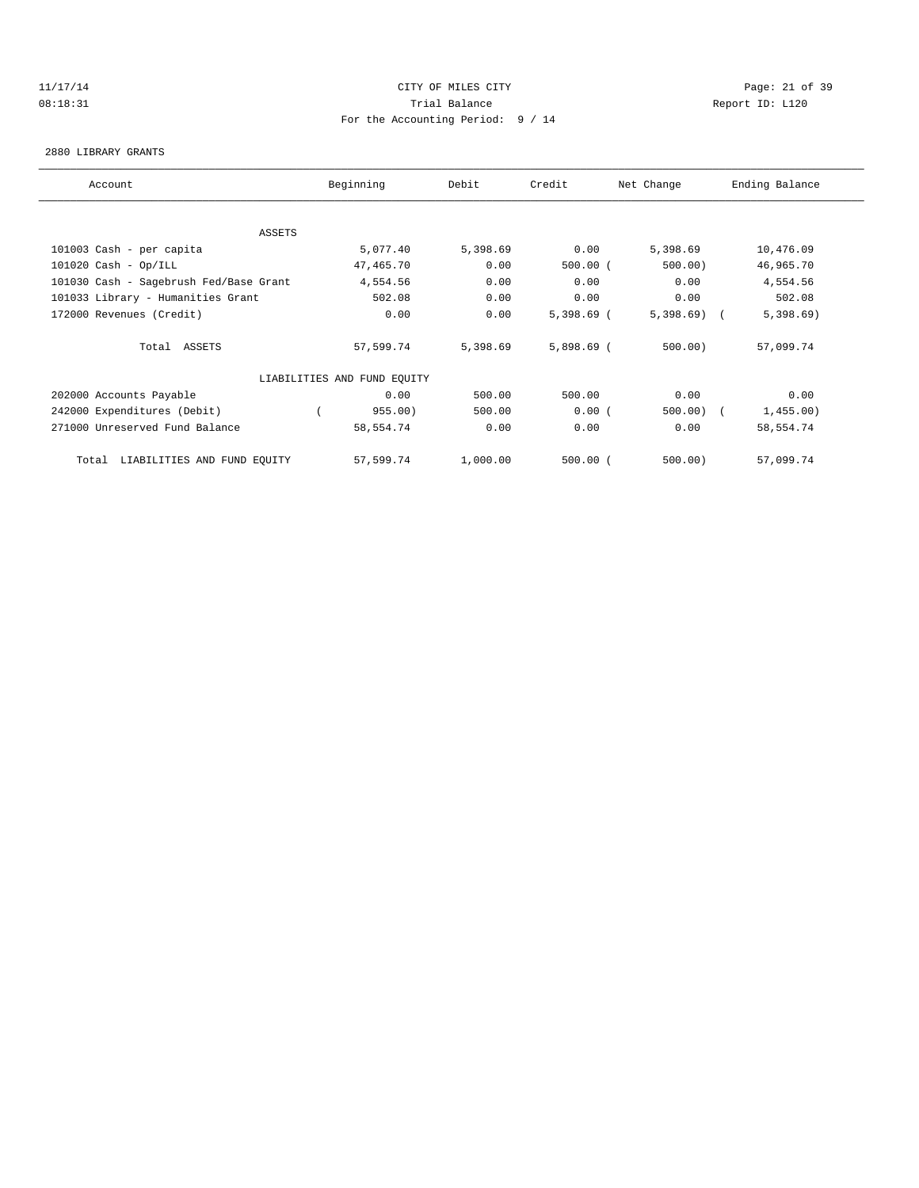CITY OF MILES CITY
Trial Balance
For the Accounting Period: 9 / 14

11/17/14
08:18:31

Report ID: L120

2880 LIBRARY GRANTS

| Account | Beginning | Debit | Credit | Net Change | Ending Balance |
|---|---|---|---|---|---|
| ASSETS | | | | | |
| 101003 Cash - per capita | 5,077.40 | 5,398.69 | 0.00 | 5,398.69 | 10,476.09 |
| 101020 Cash - Op/ILL | 47,465.70 | 0.00 | 500.00 | ( 500.00) | 46,965.70 |
| 101030 Cash - Sagebrush Fed/Base Grant | 4,554.56 | 0.00 | 0.00 | 0.00 | 4,554.56 |
| 101033 Library - Humanities Grant | 502.08 | 0.00 | 0.00 | 0.00 | 502.08 |
| 172000 Revenues (Credit) | 0.00 | 0.00 | 5,398.69 | ( 5,398.69) | ( 5,398.69) |
| Total ASSETS | 57,599.74 | 5,398.69 | 5,898.69 | ( 500.00) | 57,099.74 |
| LIABILITIES AND FUND EQUITY | | | | | |
| 202000 Accounts Payable | 0.00 | 500.00 | 500.00 | 0.00 | 0.00 |
| 242000 Expenditures (Debit) | ( 955.00) | 500.00 | 0.00 | ( 500.00) | ( 1,455.00) |
| 271000 Unreserved Fund Balance | 58,554.74 | 0.00 | 0.00 | 0.00 | 58,554.74 |
| Total LIABILITIES AND FUND EQUITY | 57,599.74 | 1,000.00 | 500.00 | ( 500.00) | 57,099.74 |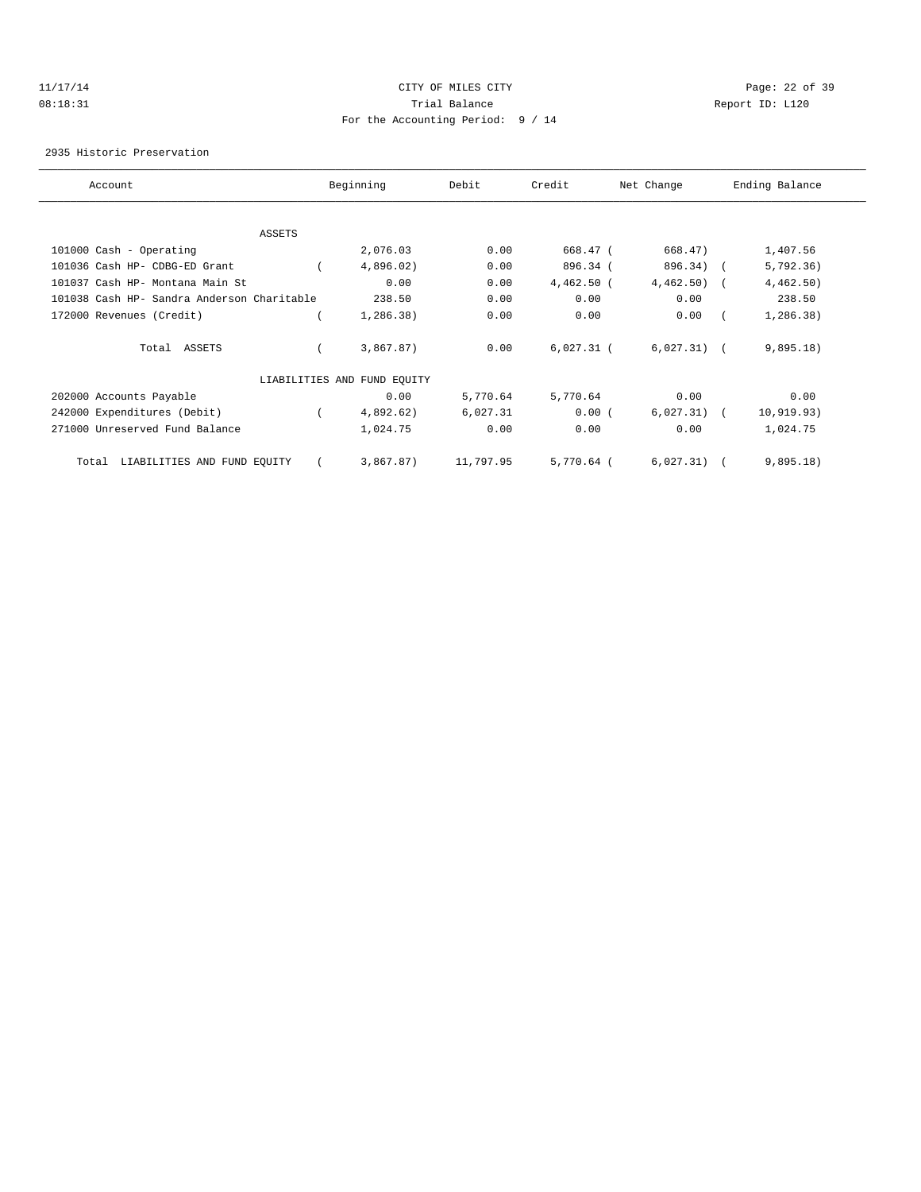CITY OF MILES CITY

Trial Balance

For the Accounting Period: 9 / 14

11/17/14
08:18:31

Report ID: L120

2935 Historic Preservation

| Account | Beginning | Debit | Credit | Net Change | Ending Balance |
|---|---|---|---|---|---|
| ASSETS | | | | | |
| 101000 Cash - Operating | 2,076.03 | 0.00 | 668.47 | ( 668.47) | 1,407.56 |
| 101036 Cash HP- CDBG-ED Grant | ( 4,896.02) | 0.00 | 896.34 | ( 896.34) | ( 5,792.36) |
| 101037 Cash HP- Montana Main St | 0.00 | 0.00 | 4,462.50 | ( 4,462.50) | ( 4,462.50) |
| 101038 Cash HP- Sandra Anderson Charitable | 238.50 | 0.00 | 0.00 | 0.00 | 238.50 |
| 172000 Revenues (Credit) | ( 1,286.38) | 0.00 | 0.00 | 0.00 | ( 1,286.38) |
| Total ASSETS | ( 3,867.87) | 0.00 | 6,027.31 | ( 6,027.31) | ( 9,895.18) |
| LIABILITIES AND FUND EQUITY | | | | | |
| 202000 Accounts Payable | 0.00 | 5,770.64 | 5,770.64 | 0.00 | 0.00 |
| 242000 Expenditures (Debit) | ( 4,892.62) | 6,027.31 | 0.00 | ( 6,027.31) | ( 10,919.93) |
| 271000 Unreserved Fund Balance | 1,024.75 | 0.00 | 0.00 | 0.00 | 1,024.75 |
| Total LIABILITIES AND FUND EQUITY | ( 3,867.87) | 11,797.95 | 5,770.64 | ( 6,027.31) | ( 9,895.18) |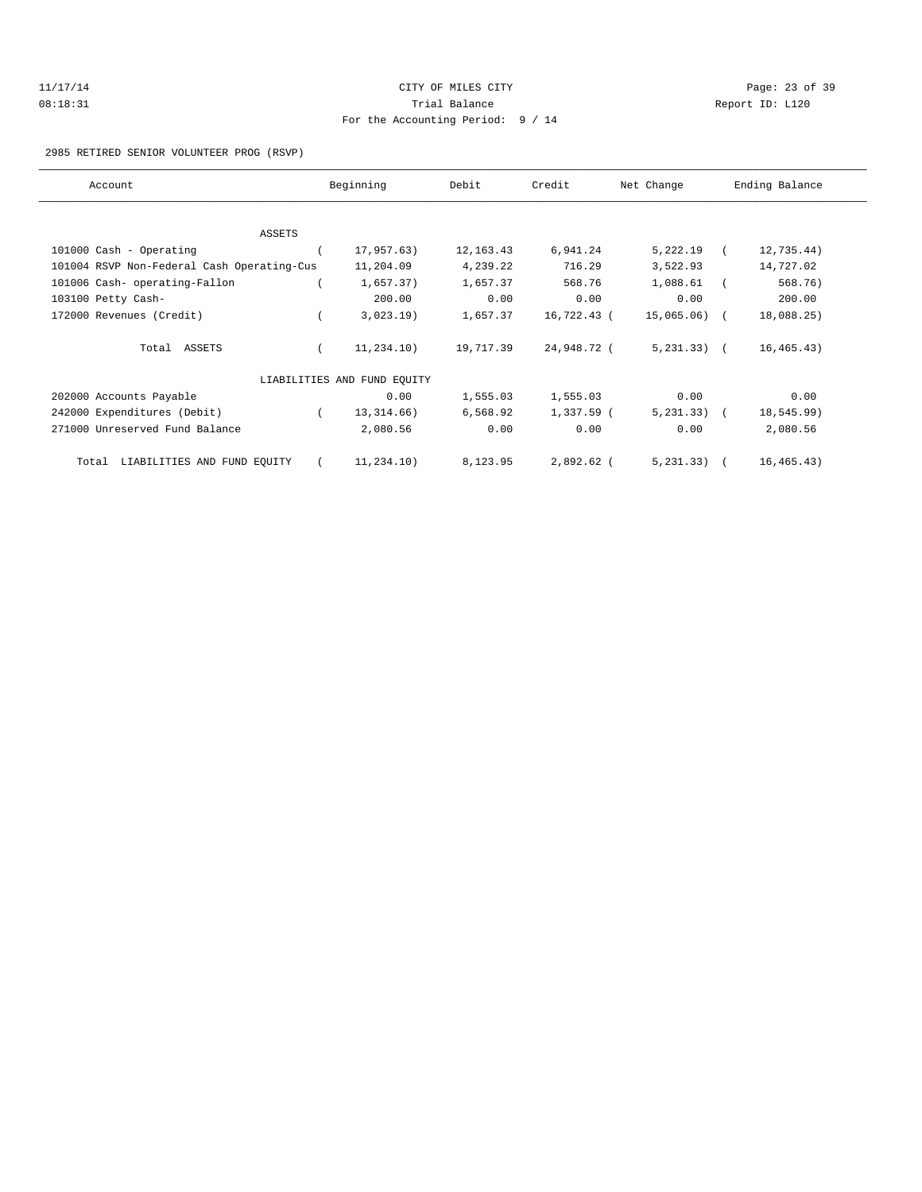CITY OF MILES CITY
Trial Balance
For the Accounting Period: 9 / 14

11/17/14 08:18:31 — Report ID: L120

2985 RETIRED SENIOR VOLUNTEER PROG (RSVP)

| Account | Beginning | Debit | Credit | Net Change | Ending Balance |
|---|---|---|---|---|---|
| ASSETS | | | | | |
| 101000 Cash - Operating | ( 17,957.63) | 12,163.43 | 6,941.24 | 5,222.19 | ( 12,735.44) |
| 101004 RSVP Non-Federal Cash Operating-Cus | 11,204.09 | 4,239.22 | 716.29 | 3,522.93 | 14,727.02 |
| 101006 Cash- operating-Fallon | ( 1,657.37) | 1,657.37 | 568.76 | 1,088.61 | ( 568.76) |
| 103100 Petty Cash- | 200.00 | 0.00 | 0.00 | 0.00 | 200.00 |
| 172000 Revenues (Credit) | ( 3,023.19) | 1,657.37 | 16,722.43 | ( 15,065.06) | ( 18,088.25) |
| Total ASSETS | ( 11,234.10) | 19,717.39 | 24,948.72 | ( 5,231.33) | ( 16,465.43) |
| LIABILITIES AND FUND EQUITY | | | | | |
| 202000 Accounts Payable | 0.00 | 1,555.03 | 1,555.03 | 0.00 | 0.00 |
| 242000 Expenditures (Debit) | ( 13,314.66) | 6,568.92 | 1,337.59 | ( 5,231.33) | ( 18,545.99) |
| 271000 Unreserved Fund Balance | 2,080.56 | 0.00 | 0.00 | 0.00 | 2,080.56 |
| Total LIABILITIES AND FUND EQUITY | ( 11,234.10) | 8,123.95 | 2,892.62 | ( 5,231.33) | ( 16,465.43) |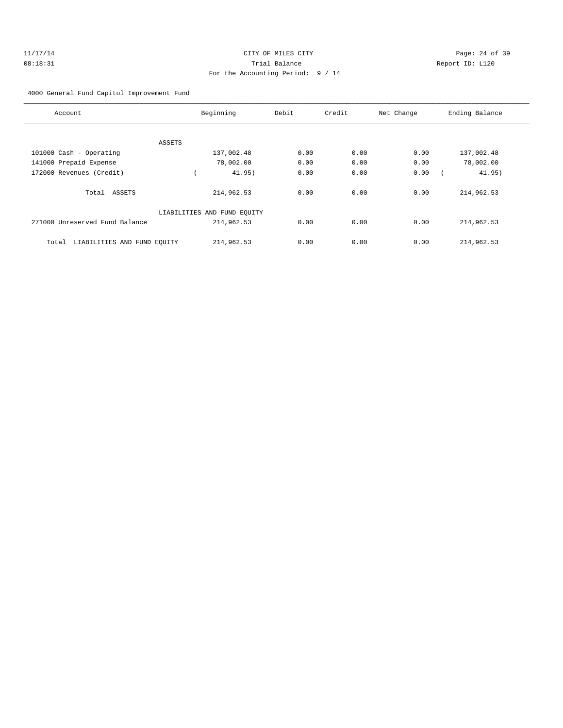CITY OF MILES CITY
Trial Balance
For the Accounting Period: 9 / 14

11/17/14
08:18:31

Report ID: L120

4000 General Fund Capitol Improvement Fund

| Account | Beginning | Debit | Credit | Net Change | Ending Balance |
|---|---|---|---|---|---|
| ASSETS | | | | | |
| 101000 Cash - Operating | 137,002.48 | 0.00 | 0.00 | 0.00 | 137,002.48 |
| 141000 Prepaid Expense | 78,002.00 | 0.00 | 0.00 | 0.00 | 78,002.00 |
| 172000 Revenues (Credit) | ( 41.95) | 0.00 | 0.00 | 0.00 | ( 41.95) |
| Total ASSETS | 214,962.53 | 0.00 | 0.00 | 0.00 | 214,962.53 |
| LIABILITIES AND FUND EQUITY | | | | | |
| 271000 Unreserved Fund Balance | 214,962.53 | 0.00 | 0.00 | 0.00 | 214,962.53 |
| Total LIABILITIES AND FUND EQUITY | 214,962.53 | 0.00 | 0.00 | 0.00 | 214,962.53 |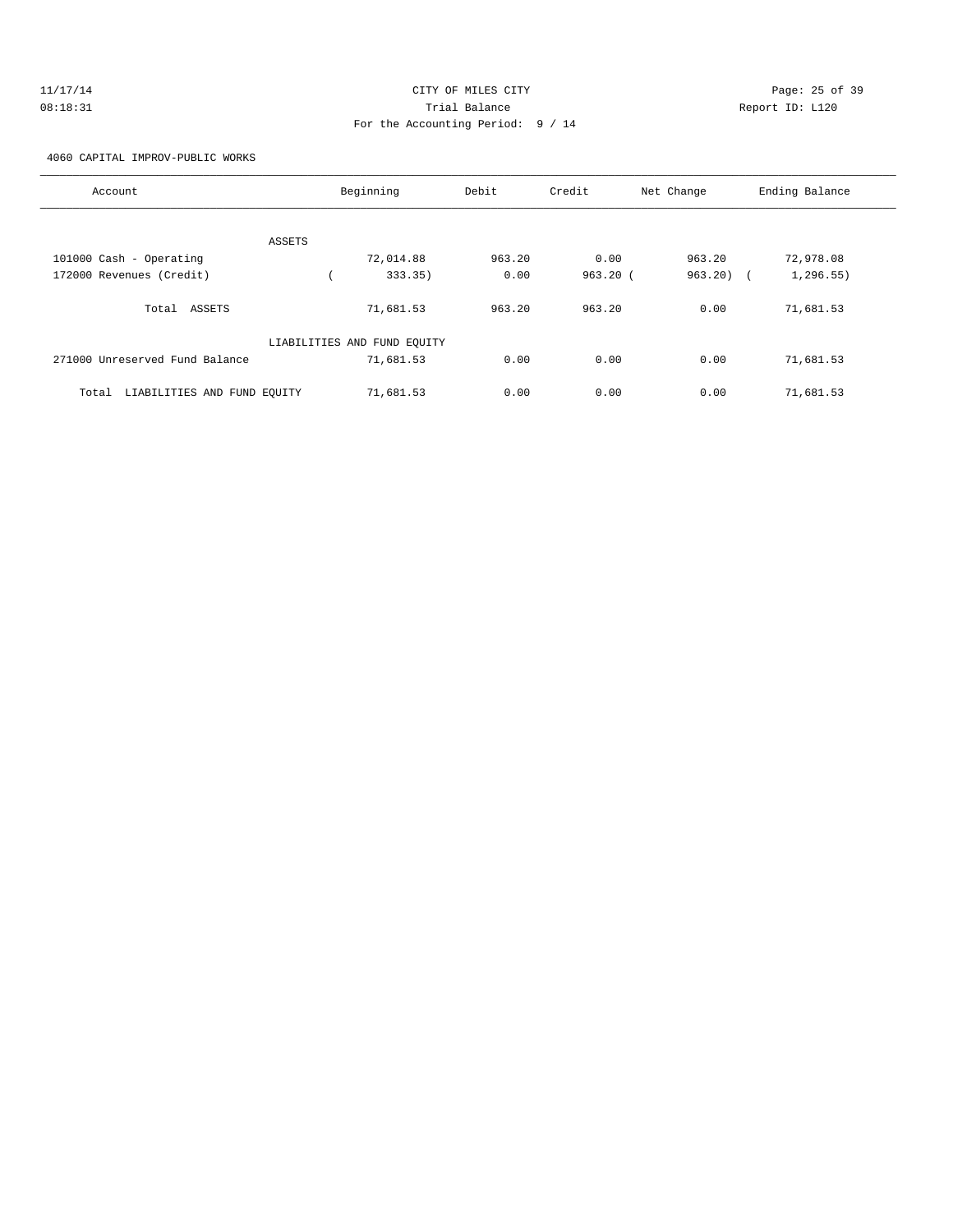11/17/14 CITY OF MILES CITY
08:18:31 Trial Balance Report ID: L120
For the Accounting Period: 9 / 14

4060 CAPITAL IMPROV-PUBLIC WORKS

| Account | Beginning | Debit | Credit | Net Change | Ending Balance |
|---|---|---|---|---|---|
| ASSETS | | | | | |
| 101000 Cash - Operating | 72,014.88 | 963.20 | 0.00 | 963.20 | 72,978.08 |
| 172000 Revenues (Credit) | ( 333.35) | 0.00 | 963.20 | ( 963.20) | ( 1,296.55) |
| Total ASSETS | 71,681.53 | 963.20 | 963.20 | 0.00 | 71,681.53 |
| LIABILITIES AND FUND EQUITY | | | | | |
| 271000 Unreserved Fund Balance | 71,681.53 | 0.00 | 0.00 | 0.00 | 71,681.53 |
| Total LIABILITIES AND FUND EQUITY | 71,681.53 | 0.00 | 0.00 | 0.00 | 71,681.53 |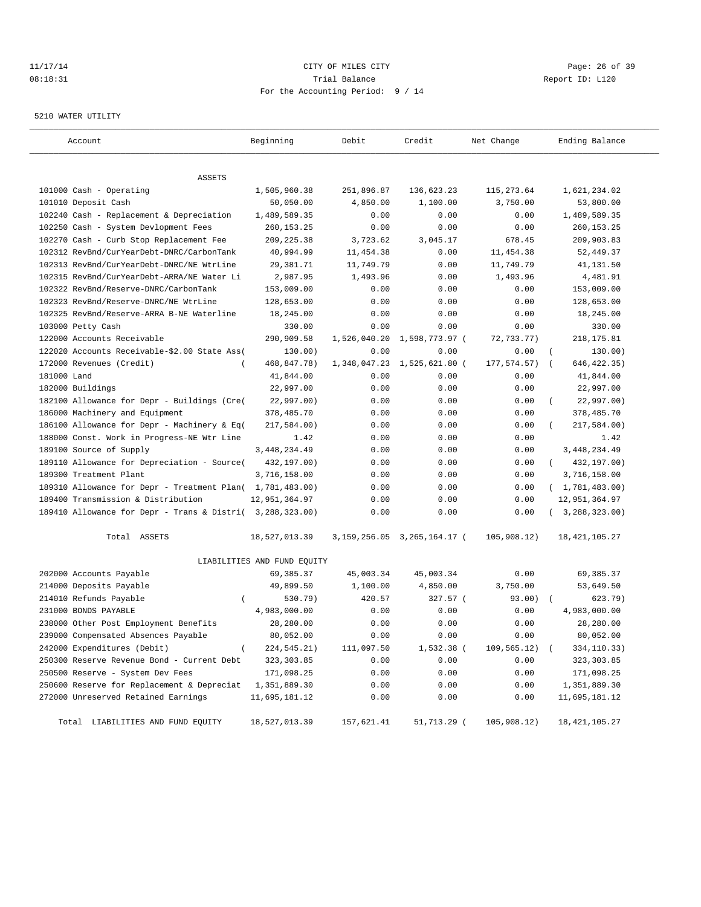CITY OF MILES CITY

Trial Balance

For the Accounting Period: 9 / 14

5210 WATER UTILITY

| Account | Beginning | Debit | Credit | Net Change | Ending Balance |
|---|---|---|---|---|---|
| ASSETS | | | | | |
| 101000 Cash - Operating | 1,505,960.38 | 251,896.87 | 136,623.23 | 115,273.64 | 1,621,234.02 |
| 101010 Deposit Cash | 50,050.00 | 4,850.00 | 1,100.00 | 3,750.00 | 53,800.00 |
| 102240 Cash - Replacement & Depreciation | 1,489,589.35 | 0.00 | 0.00 | 0.00 | 1,489,589.35 |
| 102250 Cash - System Devlopment Fees | 260,153.25 | 0.00 | 0.00 | 0.00 | 260,153.25 |
| 102270 Cash - Curb Stop Replacement Fee | 209,225.38 | 3,723.62 | 3,045.17 | 678.45 | 209,903.83 |
| 102312 RevBnd/CurYearDebt-DNRC/CarbonTank | 40,994.99 | 11,454.38 | 0.00 | 11,454.38 | 52,449.37 |
| 102313 RevBnd/CurYearDebt-DNRC/NE WtrLine | 29,381.71 | 11,749.79 | 0.00 | 11,749.79 | 41,131.50 |
| 102315 RevBnd/CurYearDebt-ARRA/NE Water Li | 2,987.95 | 1,493.96 | 0.00 | 1,493.96 | 4,481.91 |
| 102322 RevBnd/Reserve-DNRC/CarbonTank | 153,009.00 | 0.00 | 0.00 | 0.00 | 153,009.00 |
| 102323 RevBnd/Reserve-DNRC/NE WtrLine | 128,653.00 | 0.00 | 0.00 | 0.00 | 128,653.00 |
| 102325 RevBnd/Reserve-ARRA B-NE Waterline | 18,245.00 | 0.00 | 0.00 | 0.00 | 18,245.00 |
| 103000 Petty Cash | 330.00 | 0.00 | 0.00 | 0.00 | 330.00 |
| 122000 Accounts Receivable | 290,909.58 | 1,526,040.20 | 1,598,773.97 | ( 72,733.77) | 218,175.81 |
| 122020 Accounts Receivable-$2.00 State Ass( | 130.00) | 0.00 | 0.00 | 0.00 | ( 130.00) |
| 172000 Revenues (Credit) | ( 468,847.78) | 1,348,047.23 | 1,525,621.80 | ( 177,574.57) | ( 646,422.35) |
| 181000 Land | 41,844.00 | 0.00 | 0.00 | 0.00 | 41,844.00 |
| 182000 Buildings | 22,997.00 | 0.00 | 0.00 | 0.00 | 22,997.00 |
| 182100 Allowance for Depr - Buildings (Cre( | 22,997.00) | 0.00 | 0.00 | 0.00 | ( 22,997.00) |
| 186000 Machinery and Equipment | 378,485.70 | 0.00 | 0.00 | 0.00 | 378,485.70 |
| 186100 Allowance for Depr - Machinery & Eq( | 217,584.00) | 0.00 | 0.00 | 0.00 | ( 217,584.00) |
| 188000 Const. Work in Progress-NE Wtr Line | 1.42 | 0.00 | 0.00 | 0.00 | 1.42 |
| 189100 Source of Supply | 3,448,234.49 | 0.00 | 0.00 | 0.00 | 3,448,234.49 |
| 189110 Allowance for Depreciation - Source( | 432,197.00) | 0.00 | 0.00 | 0.00 | ( 432,197.00) |
| 189300 Treatment Plant | 3,716,158.00 | 0.00 | 0.00 | 0.00 | 3,716,158.00 |
| 189310 Allowance for Depr - Treatment Plan( | 1,781,483.00) | 0.00 | 0.00 | 0.00 | ( 1,781,483.00) |
| 189400 Transmission & Distribution | 12,951,364.97 | 0.00 | 0.00 | 0.00 | 12,951,364.97 |
| 189410 Allowance for Depr - Trans & Distri( | 3,288,323.00) | 0.00 | 0.00 | 0.00 | ( 3,288,323.00) |
| Total ASSETS | 18,527,013.39 | 3,159,256.05 | 3,265,164.17 | ( 105,908.12) | 18,421,105.27 |
| LIABILITIES AND FUND EQUITY | | | | | |
| 202000 Accounts Payable | 69,385.37 | 45,003.34 | 45,003.34 | 0.00 | 69,385.37 |
| 214000 Deposits Payable | 49,899.50 | 1,100.00 | 4,850.00 | 3,750.00 | 53,649.50 |
| 214010 Refunds Payable | ( 530.79) | 420.57 | 327.57 | ( 93.00) | ( 623.79) |
| 231000 BONDS PAYABLE | 4,983,000.00 | 0.00 | 0.00 | 0.00 | 4,983,000.00 |
| 238000 Other Post Employment Benefits | 28,280.00 | 0.00 | 0.00 | 0.00 | 28,280.00 |
| 239000 Compensated Absences Payable | 80,052.00 | 0.00 | 0.00 | 0.00 | 80,052.00 |
| 242000 Expenditures (Debit) | ( 224,545.21) | 111,097.50 | 1,532.38 | ( 109,565.12) | ( 334,110.33) |
| 250300 Reserve Revenue Bond - Current Debt | 323,303.85 | 0.00 | 0.00 | 0.00 | 323,303.85 |
| 250500 Reserve - System Dev Fees | 171,098.25 | 0.00 | 0.00 | 0.00 | 171,098.25 |
| 250600 Reserve for Replacement & Depreciat | 1,351,889.30 | 0.00 | 0.00 | 0.00 | 1,351,889.30 |
| 272000 Unreserved Retained Earnings | 11,695,181.12 | 0.00 | 0.00 | 0.00 | 11,695,181.12 |
| Total LIABILITIES AND FUND EQUITY | 18,527,013.39 | 157,621.41 | 51,713.29 | ( 105,908.12) | 18,421,105.27 |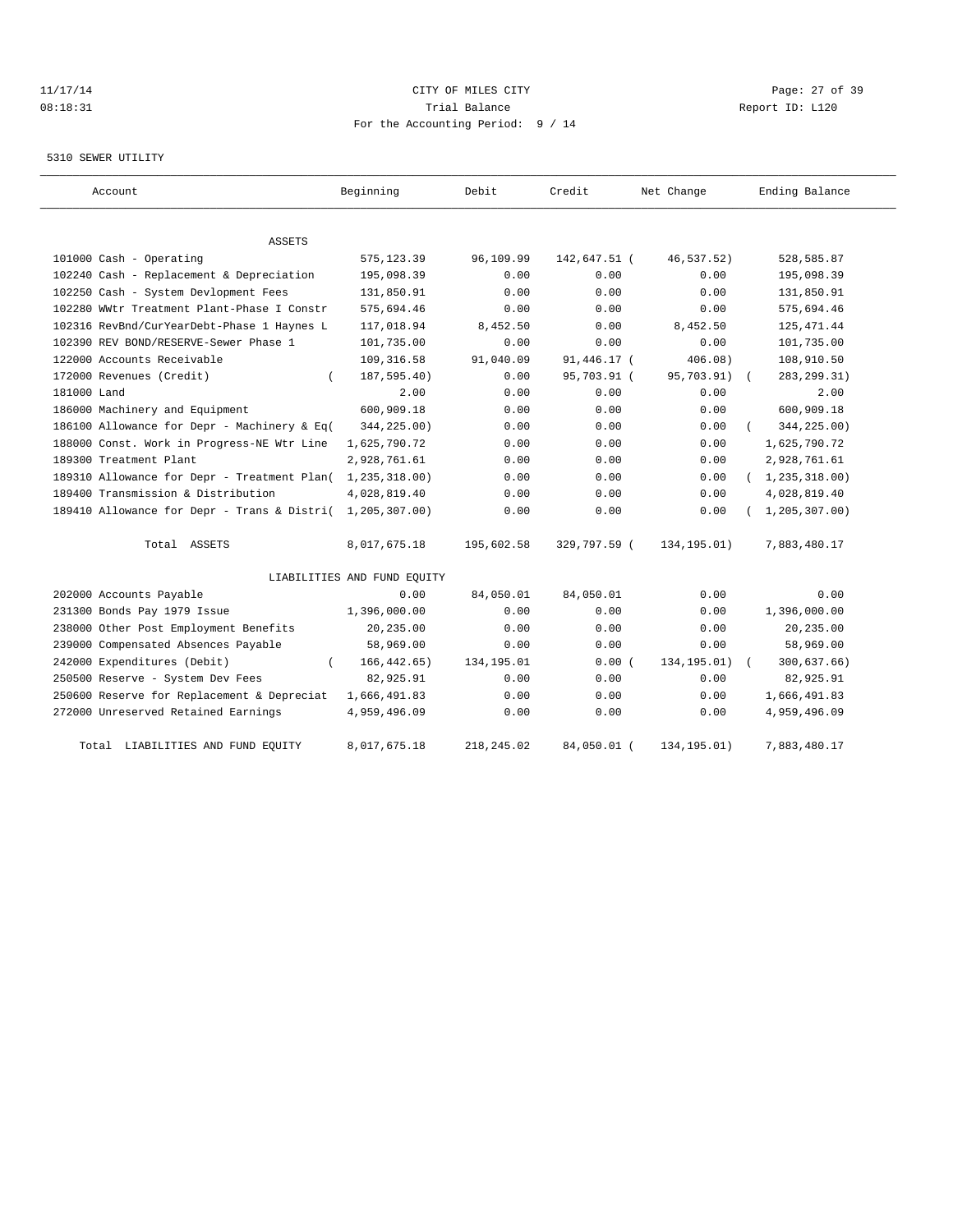CITY OF MILES CITY

Trial Balance

For the Accounting Period: 9 / 14

11/17/14 08:18:31 — Report ID: L120

5310 SEWER UTILITY

| Account | Beginning | Debit | Credit | Net Change | Ending Balance |
|---|---|---|---|---|---|
| ASSETS | | | | | |
| 101000 Cash - Operating | 575,123.39 | 96,109.99 | 142,647.51 | ( 46,537.52) | 528,585.87 |
| 102240 Cash - Replacement & Depreciation | 195,098.39 | 0.00 | 0.00 | 0.00 | 195,098.39 |
| 102250 Cash - System Devlopment Fees | 131,850.91 | 0.00 | 0.00 | 0.00 | 131,850.91 |
| 102280 WWtr Treatment Plant-Phase I Constr | 575,694.46 | 0.00 | 0.00 | 0.00 | 575,694.46 |
| 102316 RevBnd/CurYearDebt-Phase 1 Haynes L | 117,018.94 | 8,452.50 | 0.00 | 8,452.50 | 125,471.44 |
| 102390 REV BOND/RESERVE-Sewer Phase 1 | 101,735.00 | 0.00 | 0.00 | 0.00 | 101,735.00 |
| 122000 Accounts Receivable | 109,316.58 | 91,040.09 | 91,446.17 | ( 406.08) | 108,910.50 |
| 172000 Revenues (Credit) | ( 187,595.40) | 0.00 | 95,703.91 | ( 95,703.91) | ( 283,299.31) |
| 181000 Land | 2.00 | 0.00 | 0.00 | 0.00 | 2.00 |
| 186000 Machinery and Equipment | 600,909.18 | 0.00 | 0.00 | 0.00 | 600,909.18 |
| 186100 Allowance for Depr - Machinery & Eq | ( 344,225.00) | 0.00 | 0.00 | 0.00 | ( 344,225.00) |
| 188000 Const. Work in Progress-NE Wtr Line | 1,625,790.72 | 0.00 | 0.00 | 0.00 | 1,625,790.72 |
| 189300 Treatment Plant | 2,928,761.61 | 0.00 | 0.00 | 0.00 | 2,928,761.61 |
| 189310 Allowance for Depr - Treatment Plan | ( 1,235,318.00) | 0.00 | 0.00 | 0.00 | ( 1,235,318.00) |
| 189400 Transmission & Distribution | 4,028,819.40 | 0.00 | 0.00 | 0.00 | 4,028,819.40 |
| 189410 Allowance for Depr - Trans & Distri | ( 1,205,307.00) | 0.00 | 0.00 | 0.00 | ( 1,205,307.00) |
| Total ASSETS | 8,017,675.18 | 195,602.58 | 329,797.59 | ( 134,195.01) | 7,883,480.17 |
| LIABILITIES AND FUND EQUITY | | | | | |
| 202000 Accounts Payable | 0.00 | 84,050.01 | 84,050.01 | 0.00 | 0.00 |
| 231300 Bonds Pay 1979 Issue | 1,396,000.00 | 0.00 | 0.00 | 0.00 | 1,396,000.00 |
| 238000 Other Post Employment Benefits | 20,235.00 | 0.00 | 0.00 | 0.00 | 20,235.00 |
| 239000 Compensated Absences Payable | 58,969.00 | 0.00 | 0.00 | 0.00 | 58,969.00 |
| 242000 Expenditures (Debit) | ( 166,442.65) | 134,195.01 | 0.00 | ( 134,195.01) | ( 300,637.66) |
| 250500 Reserve - System Dev Fees | 82,925.91 | 0.00 | 0.00 | 0.00 | 82,925.91 |
| 250600 Reserve for Replacement & Depreciat | 1,666,491.83 | 0.00 | 0.00 | 0.00 | 1,666,491.83 |
| 272000 Unreserved Retained Earnings | 4,959,496.09 | 0.00 | 0.00 | 0.00 | 4,959,496.09 |
| Total LIABILITIES AND FUND EQUITY | 8,017,675.18 | 218,245.02 | 84,050.01 | ( 134,195.01) | 7,883,480.17 |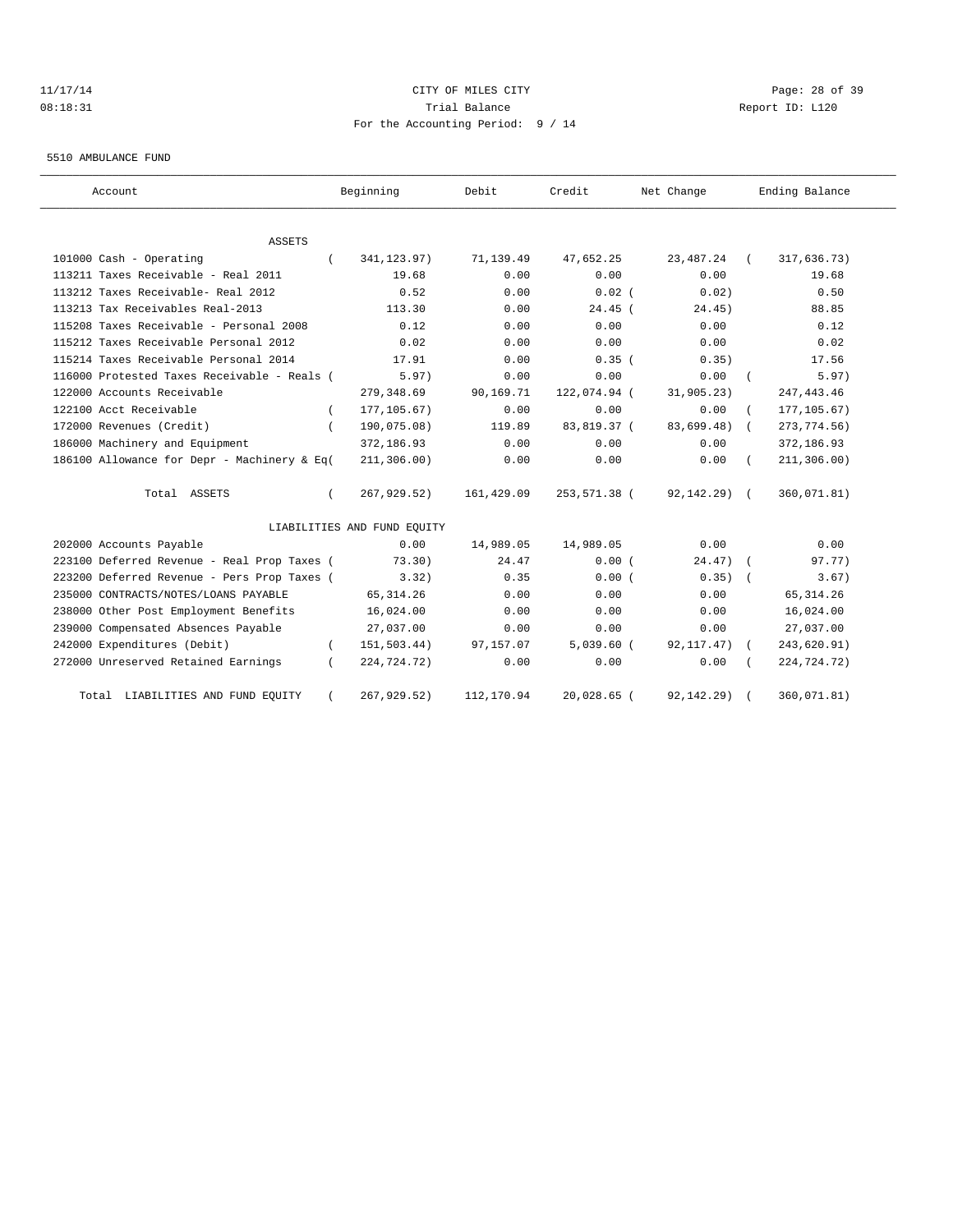CITY OF MILES CITY
Trial Balance
For the Accounting Period: 9 / 14

5510 AMBULANCE FUND

| Account | Beginning | Debit | Credit | Net Change | Ending Balance |
|---|---|---|---|---|---|
| ASSETS | | | | | |
| 101000 Cash - Operating | ( 341,123.97) | 71,139.49 | 47,652.25 | 23,487.24 | ( 317,636.73) |
| 113211 Taxes Receivable - Real 2011 | 19.68 | 0.00 | 0.00 | 0.00 | 19.68 |
| 113212 Taxes Receivable- Real 2012 | 0.52 | 0.00 | 0.02 ( | 0.02) | 0.50 |
| 113213 Tax Receivables Real-2013 | 113.30 | 0.00 | 24.45 ( | 24.45) | 88.85 |
| 115208 Taxes Receivable - Personal 2008 | 0.12 | 0.00 | 0.00 | 0.00 | 0.12 |
| 115212 Taxes Receivable Personal 2012 | 0.02 | 0.00 | 0.00 | 0.00 | 0.02 |
| 115214 Taxes Receivable Personal 2014 | 17.91 | 0.00 | 0.35 ( | 0.35) | 17.56 |
| 116000 Protested Taxes Receivable - Reals ( | 5.97) | 0.00 | 0.00 | 0.00 | ( 5.97) |
| 122000 Accounts Receivable | 279,348.69 | 90,169.71 | 122,074.94 ( | 31,905.23) | 247,443.46 |
| 122100 Acct Receivable | ( 177,105.67) | 0.00 | 0.00 | 0.00 | ( 177,105.67) |
| 172000 Revenues (Credit) | ( 190,075.08) | 119.89 | 83,819.37 ( | 83,699.48) | ( 273,774.56) |
| 186000 Machinery and Equipment | 372,186.93 | 0.00 | 0.00 | 0.00 | 372,186.93 |
| 186100 Allowance for Depr - Machinery & Eq( | 211,306.00) | 0.00 | 0.00 | 0.00 | ( 211,306.00) |
| Total ASSETS | ( 267,929.52) | 161,429.09 | 253,571.38 ( | 92,142.29) | ( 360,071.81) |
| LIABILITIES AND FUND EQUITY | | | | | |
| 202000 Accounts Payable | 0.00 | 14,989.05 | 14,989.05 | 0.00 | 0.00 |
| 223100 Deferred Revenue - Real Prop Taxes ( | 73.30) | 24.47 | 0.00 ( | 24.47) | ( 97.77) |
| 223200 Deferred Revenue - Pers Prop Taxes ( | 3.32) | 0.35 | 0.00 ( | 0.35) | ( 3.67) |
| 235000 CONTRACTS/NOTES/LOANS PAYABLE | 65,314.26 | 0.00 | 0.00 | 0.00 | 65,314.26 |
| 238000 Other Post Employment Benefits | 16,024.00 | 0.00 | 0.00 | 0.00 | 16,024.00 |
| 239000 Compensated Absences Payable | 27,037.00 | 0.00 | 0.00 | 0.00 | 27,037.00 |
| 242000 Expenditures (Debit) | ( 151,503.44) | 97,157.07 | 5,039.60 ( | 92,117.47) | ( 243,620.91) |
| 272000 Unreserved Retained Earnings | ( 224,724.72) | 0.00 | 0.00 | 0.00 | ( 224,724.72) |
| Total LIABILITIES AND FUND EQUITY | ( 267,929.52) | 112,170.94 | 20,028.65 ( | 92,142.29) | ( 360,071.81) |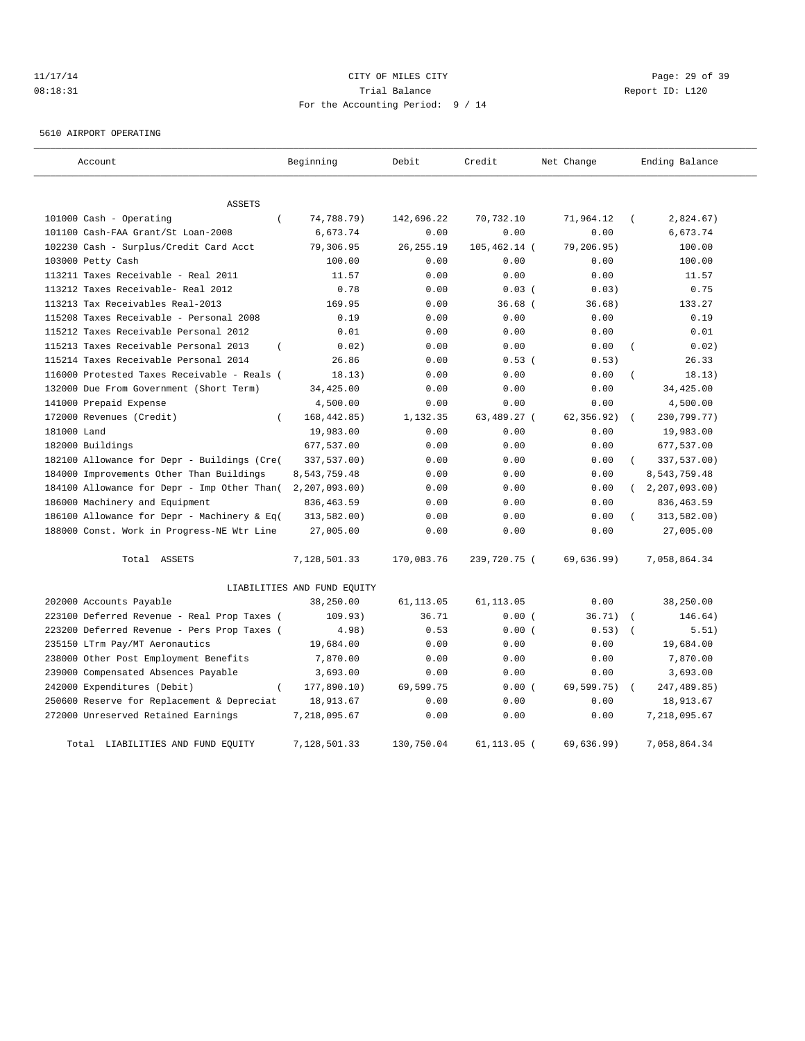CITY OF MILES CITY
Trial Balance
For the Accounting Period: 9 / 14

11/17/14
08:18:31

Report ID: L120

5610 AIRPORT OPERATING

| Account | Beginning | Debit | Credit | Net Change | Ending Balance |
|---|---|---|---|---|---|
| **ASSETS** | | | | | |
| 101000 Cash - Operating | ( 74,788.79) | 142,696.22 | 70,732.10 | 71,964.12 | ( 2,824.67) |
| 101100 Cash-FAA Grant/St Loan-2008 | 6,673.74 | 0.00 | 0.00 | 0.00 | 6,673.74 |
| 102230 Cash - Surplus/Credit Card Acct | 79,306.95 | 26,255.19 | 105,462.14 | ( 79,206.95) | 100.00 |
| 103000 Petty Cash | 100.00 | 0.00 | 0.00 | 0.00 | 100.00 |
| 113211 Taxes Receivable - Real 2011 | 11.57 | 0.00 | 0.00 | 0.00 | 11.57 |
| 113212 Taxes Receivable- Real 2012 | 0.78 | 0.00 | 0.03 | ( 0.03) | 0.75 |
| 113213 Tax Receivables Real-2013 | 169.95 | 0.00 | 36.68 | ( 36.68) | 133.27 |
| 115208 Taxes Receivable - Personal 2008 | 0.19 | 0.00 | 0.00 | 0.00 | 0.19 |
| 115212 Taxes Receivable Personal 2012 | 0.01 | 0.00 | 0.00 | 0.00 | 0.01 |
| 115213 Taxes Receivable Personal 2013 | ( 0.02) | 0.00 | 0.00 | 0.00 | ( 0.02) |
| 115214 Taxes Receivable Personal 2014 | 26.86 | 0.00 | 0.53 | ( 0.53) | 26.33 |
| 116000 Protested Taxes Receivable - Reals | ( 18.13) | 0.00 | 0.00 | 0.00 | ( 18.13) |
| 132000 Due From Government (Short Term) | 34,425.00 | 0.00 | 0.00 | 0.00 | 34,425.00 |
| 141000 Prepaid Expense | 4,500.00 | 0.00 | 0.00 | 0.00 | 4,500.00 |
| 172000 Revenues (Credit) | ( 168,442.85) | 1,132.35 | 63,489.27 | ( 62,356.92) | ( 230,799.77) |
| 181000 Land | 19,983.00 | 0.00 | 0.00 | 0.00 | 19,983.00 |
| 182000 Buildings | 677,537.00 | 0.00 | 0.00 | 0.00 | 677,537.00 |
| 182100 Allowance for Depr - Buildings (Cre | ( 337,537.00) | 0.00 | 0.00 | 0.00 | ( 337,537.00) |
| 184000 Improvements Other Than Buildings | 8,543,759.48 | 0.00 | 0.00 | 0.00 | 8,543,759.48 |
| 184100 Allowance for Depr - Imp Other Than | ( 2,207,093.00) | 0.00 | 0.00 | 0.00 | ( 2,207,093.00) |
| 186000 Machinery and Equipment | 836,463.59 | 0.00 | 0.00 | 0.00 | 836,463.59 |
| 186100 Allowance for Depr - Machinery & Eq | ( 313,582.00) | 0.00 | 0.00 | 0.00 | ( 313,582.00) |
| 188000 Const. Work in Progress-NE Wtr Line | 27,005.00 | 0.00 | 0.00 | 0.00 | 27,005.00 |
| Total ASSETS | 7,128,501.33 | 170,083.76 | 239,720.75 | ( 69,636.99) | 7,058,864.34 |
| **LIABILITIES AND FUND EQUITY** | | | | | |
| 202000 Accounts Payable | 38,250.00 | 61,113.05 | 61,113.05 | 0.00 | 38,250.00 |
| 223100 Deferred Revenue - Real Prop Taxes | ( 109.93) | 36.71 | 0.00 | ( 36.71) | ( 146.64) |
| 223200 Deferred Revenue - Pers Prop Taxes | ( 4.98) | 0.53 | 0.00 | ( 0.53) | ( 5.51) |
| 235150 LTrm Pay/MT Aeronautics | 19,684.00 | 0.00 | 0.00 | 0.00 | 19,684.00 |
| 238000 Other Post Employment Benefits | 7,870.00 | 0.00 | 0.00 | 0.00 | 7,870.00 |
| 239000 Compensated Absences Payable | 3,693.00 | 0.00 | 0.00 | 0.00 | 3,693.00 |
| 242000 Expenditures (Debit) | ( 177,890.10) | 69,599.75 | 0.00 | ( 69,599.75) | ( 247,489.85) |
| 250600 Reserve for Replacement & Depreciat | 18,913.67 | 0.00 | 0.00 | 0.00 | 18,913.67 |
| 272000 Unreserved Retained Earnings | 7,218,095.67 | 0.00 | 0.00 | 0.00 | 7,218,095.67 |
| Total LIABILITIES AND FUND EQUITY | 7,128,501.33 | 130,750.04 | 61,113.05 | ( 69,636.99) | 7,058,864.34 |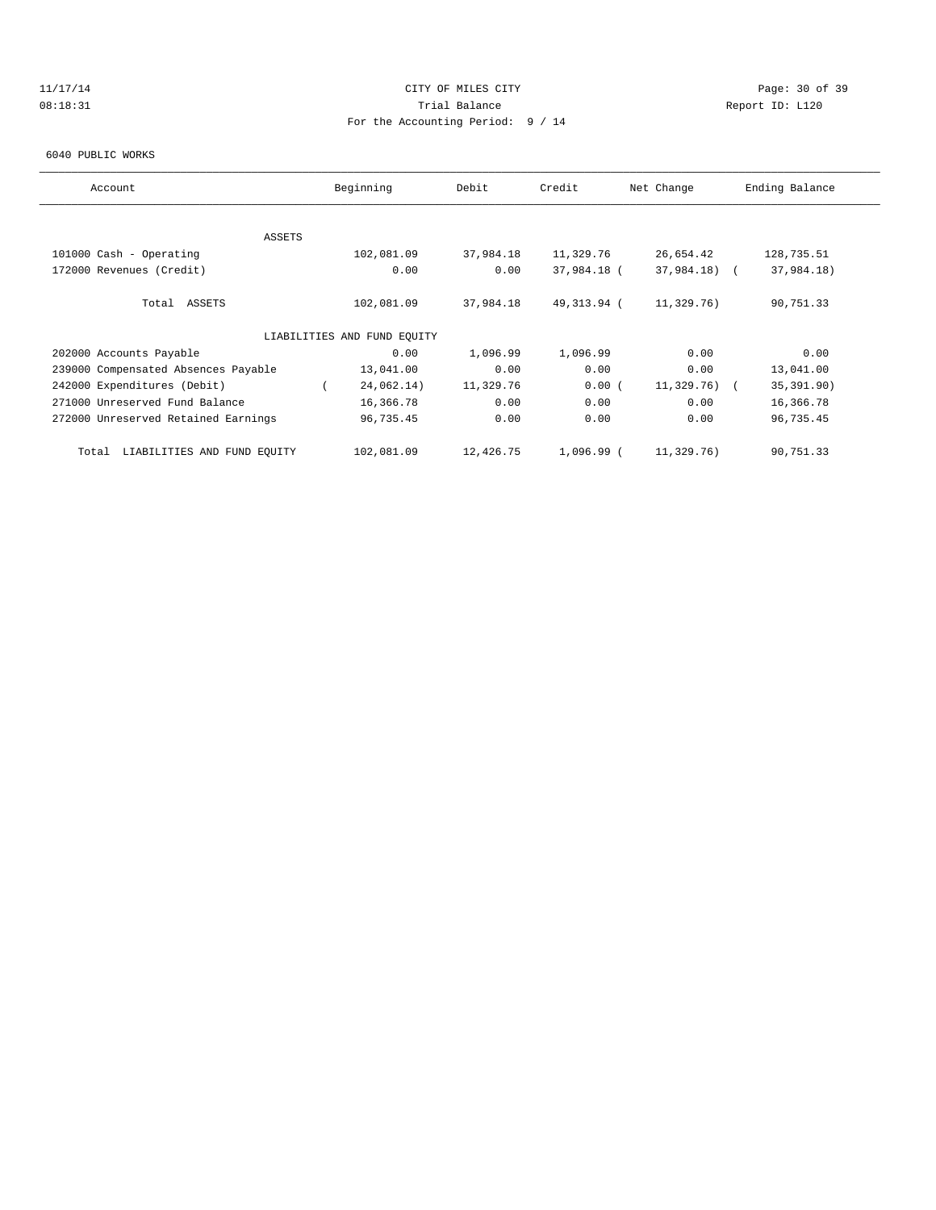CITY OF MILES CITY

Trial Balance

For the Accounting Period: 9 / 14

11/17/14
08:18:31

Report ID: L120

6040 PUBLIC WORKS

| Account | Beginning | Debit | Credit | Net Change | Ending Balance |
|---|---|---|---|---|---|
| **ASSETS** | | | | | |
| 101000 Cash - Operating | 102,081.09 | 37,984.18 | 11,329.76 | 26,654.42 | 128,735.51 |
| 172000 Revenues (Credit) | 0.00 | 0.00 | 37,984.18 | (37,984.18) | (37,984.18) |
| Total ASSETS | 102,081.09 | 37,984.18 | 49,313.94 | (11,329.76) | 90,751.33 |
| **LIABILITIES AND FUND EQUITY** | | | | | |
| 202000 Accounts Payable | 0.00 | 1,096.99 | 1,096.99 | 0.00 | 0.00 |
| 239000 Compensated Absences Payable | 13,041.00 | 0.00 | 0.00 | 0.00 | 13,041.00 |
| 242000 Expenditures (Debit) | (24,062.14) | 11,329.76 | 0.00 | (11,329.76) | (35,391.90) |
| 271000 Unreserved Fund Balance | 16,366.78 | 0.00 | 0.00 | 0.00 | 16,366.78 |
| 272000 Unreserved Retained Earnings | 96,735.45 | 0.00 | 0.00 | 0.00 | 96,735.45 |
| Total LIABILITIES AND FUND EQUITY | 102,081.09 | 12,426.75 | 1,096.99 | (11,329.76) | 90,751.33 |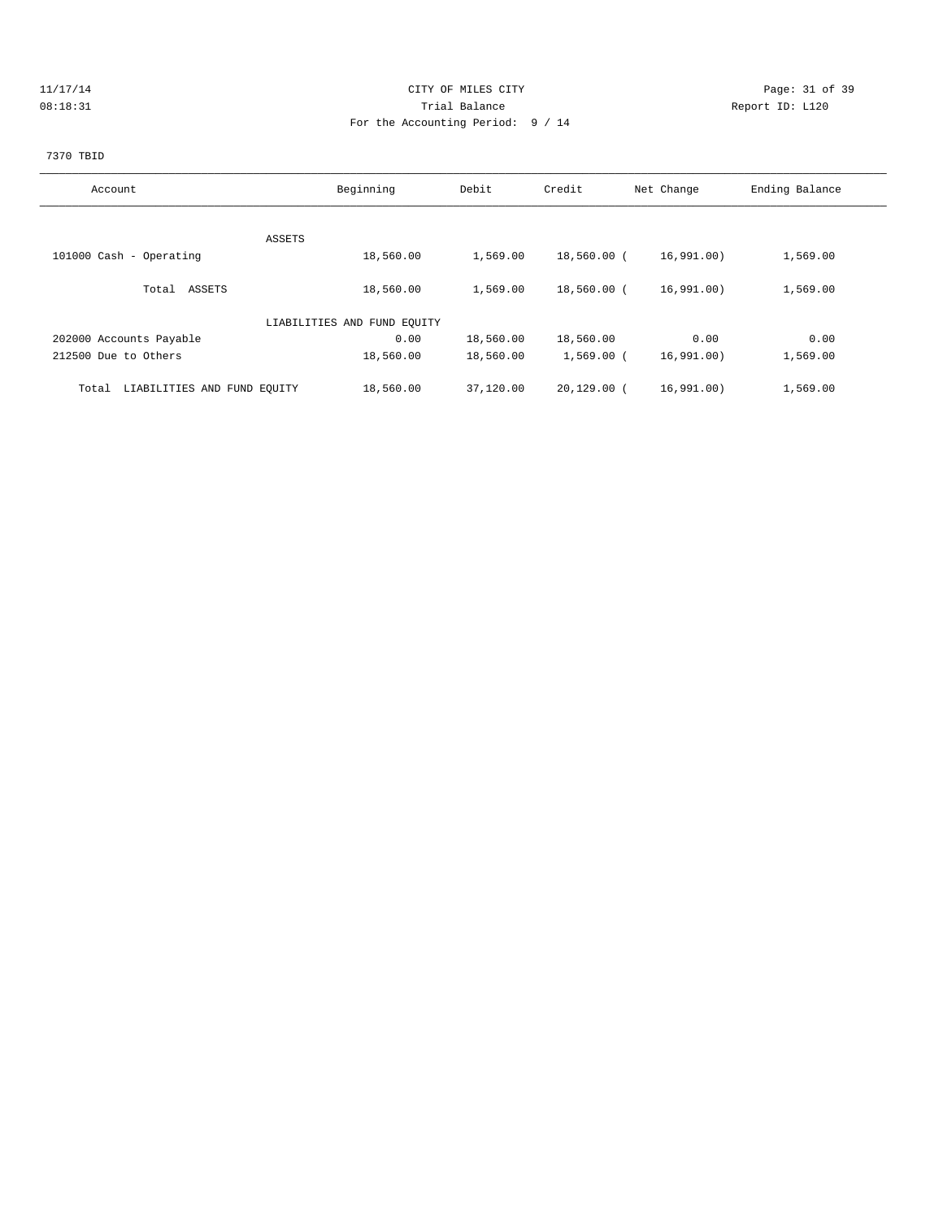CITY OF MILES CITY

Trial Balance

For the Accounting Period: 9 / 14

11/17/14
08:18:31

Report ID: L120

7370 TBID

| Account | Beginning | Debit | Credit | Net Change | Ending Balance |
|---|---|---|---|---|---|
| ASSETS | | | | | |
| 101000 Cash - Operating | 18,560.00 | 1,569.00 | 18,560.00 | (16,991.00) | 1,569.00 |
| Total ASSETS | 18,560.00 | 1,569.00 | 18,560.00 | (16,991.00) | 1,569.00 |
| LIABILITIES AND FUND EQUITY | | | | | |
| 202000 Accounts Payable | 0.00 | 18,560.00 | 18,560.00 | 0.00 | 0.00 |
| 212500 Due to Others | 18,560.00 | 18,560.00 | 1,569.00 | (16,991.00) | 1,569.00 |
| Total LIABILITIES AND FUND EQUITY | 18,560.00 | 37,120.00 | 20,129.00 | (16,991.00) | 1,569.00 |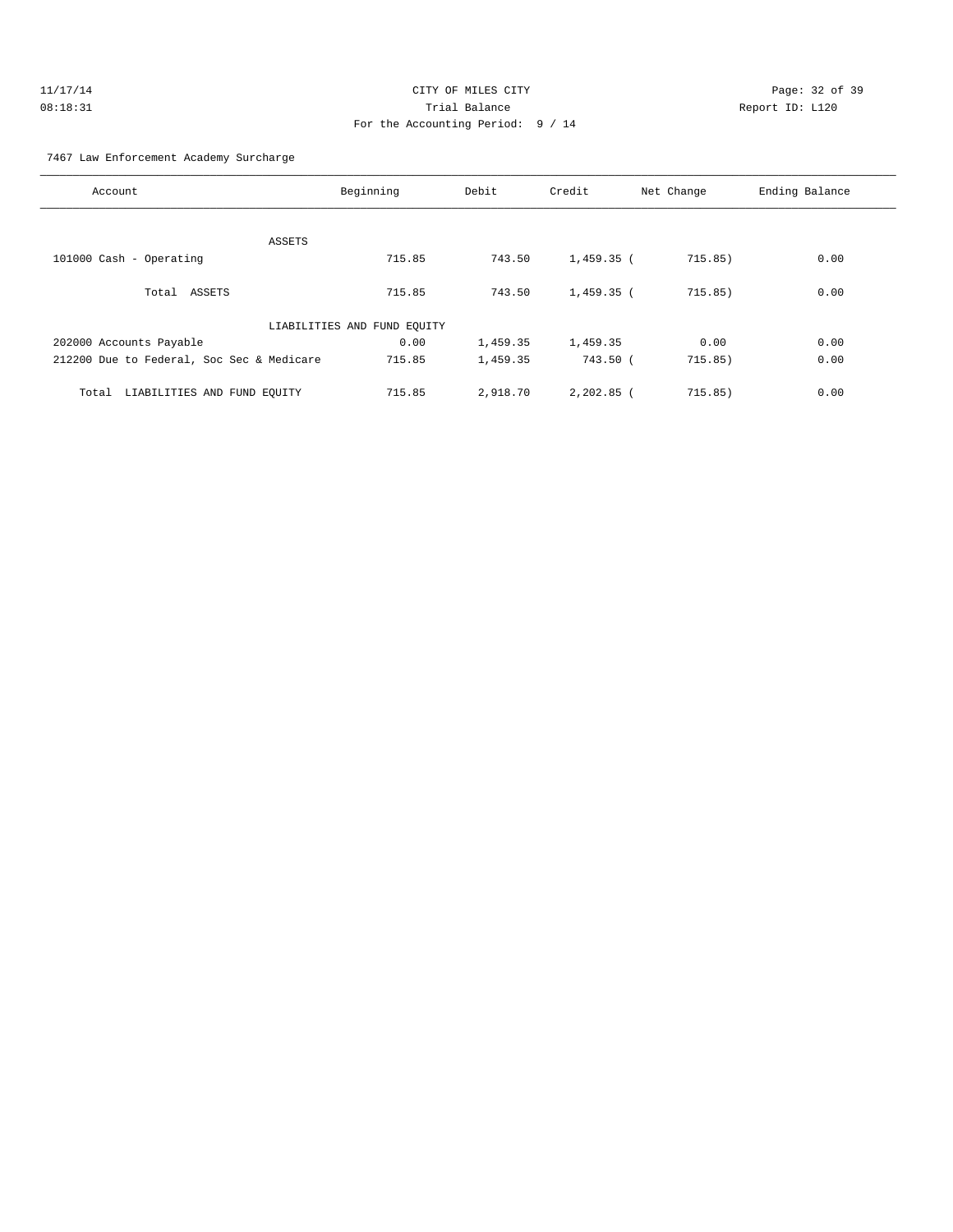CITY OF MILES CITY

Trial Balance

For the Accounting Period: 9 / 14

7467 Law Enforcement Academy Surcharge

| Account | Beginning | Debit | Credit | Net Change | Ending Balance |
|---|---|---|---|---|---|
| ASSETS | | | | | |
| 101000 Cash - Operating | 715.85 | 743.50 | 1,459.35 | ( 715.85) | 0.00 |
| Total ASSETS | 715.85 | 743.50 | 1,459.35 | ( 715.85) | 0.00 |
| LIABILITIES AND FUND EQUITY | | | | | |
| 202000 Accounts Payable | 0.00 | 1,459.35 | 1,459.35 | 0.00 | 0.00 |
| 212200 Due to Federal, Soc Sec & Medicare | 715.85 | 1,459.35 | 743.50 | ( 715.85) | 0.00 |
| Total LIABILITIES AND FUND EQUITY | 715.85 | 2,918.70 | 2,202.85 | ( 715.85) | 0.00 |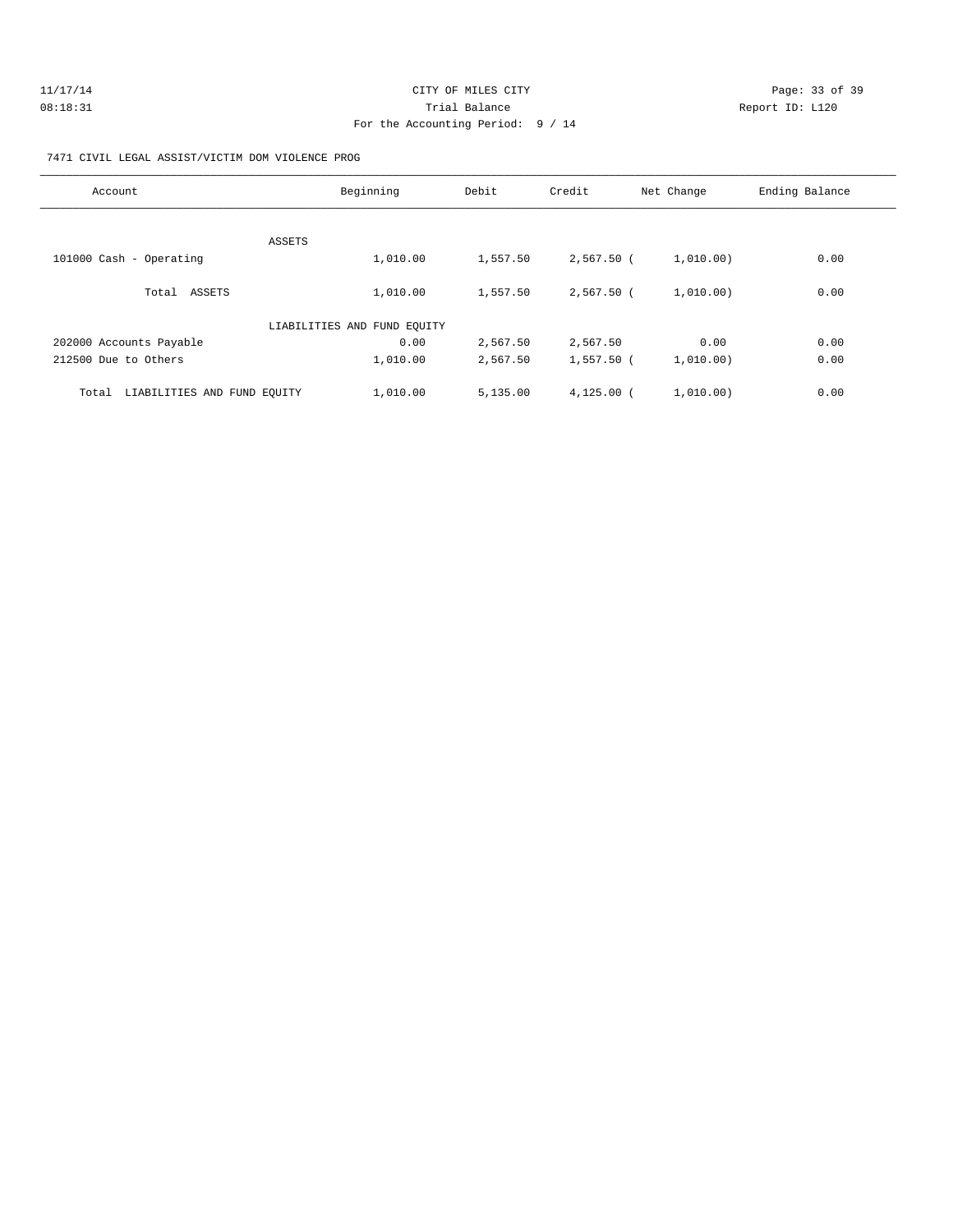CITY OF MILES CITY

Trial Balance

For the Accounting Period: 9 / 14

11/17/14 08:18:31 — Report ID: L120

7471 CIVIL LEGAL ASSIST/VICTIM DOM VIOLENCE PROG

| Account | Beginning | Debit | Credit | Net Change | Ending Balance |
|---|---|---|---|---|---|
| ASSETS | | | | | |
| 101000 Cash - Operating | 1,010.00 | 1,557.50 | 2,567.50 | ( 1,010.00) | 0.00 |
| Total ASSETS | 1,010.00 | 1,557.50 | 2,567.50 | ( 1,010.00) | 0.00 |
| LIABILITIES AND FUND EQUITY | | | | | |
| 202000 Accounts Payable | 0.00 | 2,567.50 | 2,567.50 | 0.00 | 0.00 |
| 212500 Due to Others | 1,010.00 | 2,567.50 | 1,557.50 | ( 1,010.00) | 0.00 |
| Total LIABILITIES AND FUND EQUITY | 1,010.00 | 5,135.00 | 4,125.00 | ( 1,010.00) | 0.00 |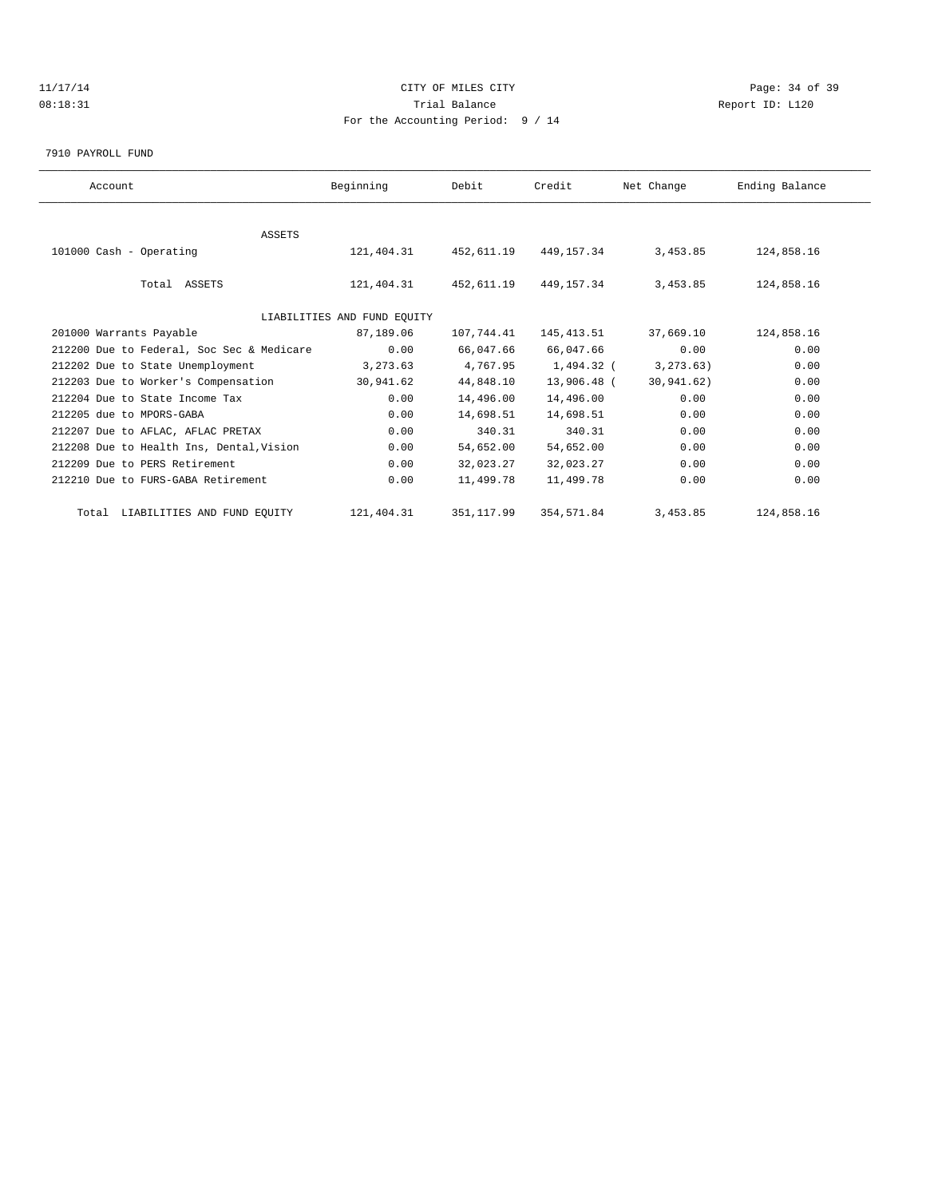CITY OF MILES CITY
Trial Balance
For the Accounting Period: 9 / 14

11/17/14
08:18:31

Report ID: L120

7910 PAYROLL FUND

| Account | Beginning | Debit | Credit | Net Change | Ending Balance |
|---|---|---|---|---|---|
| ASSETS | | | | | |
| 101000 Cash - Operating | 121,404.31 | 452,611.19 | 449,157.34 | 3,453.85 | 124,858.16 |
| Total ASSETS | 121,404.31 | 452,611.19 | 449,157.34 | 3,453.85 | 124,858.16 |
| LIABILITIES AND FUND EQUITY | | | | | |
| 201000 Warrants Payable | 87,189.06 | 107,744.41 | 145,413.51 | 37,669.10 | 124,858.16 |
| 212200 Due to Federal, Soc Sec & Medicare | 0.00 | 66,047.66 | 66,047.66 | 0.00 | 0.00 |
| 212202 Due to State Unemployment | 3,273.63 | 4,767.95 | 1,494.32 | ( 3,273.63) | 0.00 |
| 212203 Due to Worker's Compensation | 30,941.62 | 44,848.10 | 13,906.48 | ( 30,941.62) | 0.00 |
| 212204 Due to State Income Tax | 0.00 | 14,496.00 | 14,496.00 | 0.00 | 0.00 |
| 212205 due to MPORS-GABA | 0.00 | 14,698.51 | 14,698.51 | 0.00 | 0.00 |
| 212207 Due to AFLAC, AFLAC PRETAX | 0.00 | 340.31 | 340.31 | 0.00 | 0.00 |
| 212208 Due to Health Ins, Dental,Vision | 0.00 | 54,652.00 | 54,652.00 | 0.00 | 0.00 |
| 212209 Due to PERS Retirement | 0.00 | 32,023.27 | 32,023.27 | 0.00 | 0.00 |
| 212210 Due to FURS-GABA Retirement | 0.00 | 11,499.78 | 11,499.78 | 0.00 | 0.00 |
| Total LIABILITIES AND FUND EQUITY | 121,404.31 | 351,117.99 | 354,571.84 | 3,453.85 | 124,858.16 |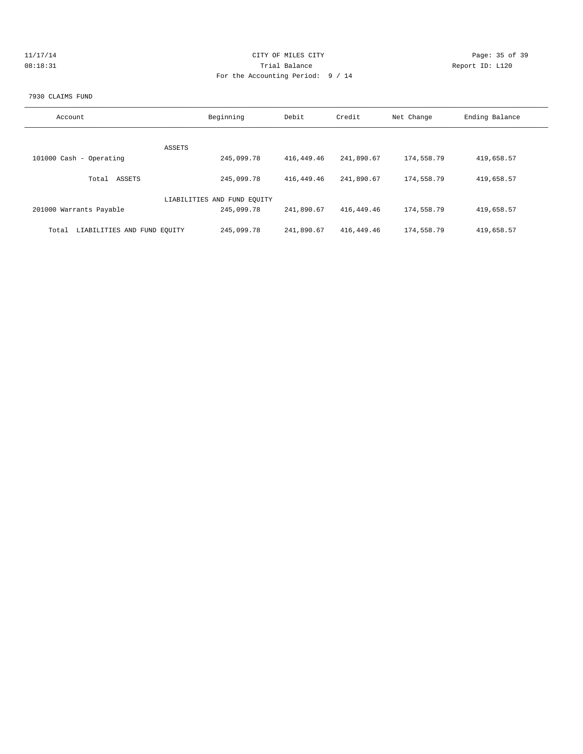CITY OF MILES CITY

Trial Balance

For the Accounting Period: 9 / 14

11/17/14
08:18:31

Report ID: L120

7930 CLAIMS FUND

| Account | Beginning | Debit | Credit | Net Change | Ending Balance |
|---|---|---|---|---|---|
| ASSETS | | | | | |
| 101000 Cash - Operating | 245,099.78 | 416,449.46 | 241,890.67 | 174,558.79 | 419,658.57 |
| Total ASSETS | 245,099.78 | 416,449.46 | 241,890.67 | 174,558.79 | 419,658.57 |
| LIABILITIES AND FUND EQUITY | | | | | |
| 201000 Warrants Payable | 245,099.78 | 241,890.67 | 416,449.46 | 174,558.79 | 419,658.57 |
| Total LIABILITIES AND FUND EQUITY | 245,099.78 | 241,890.67 | 416,449.46 | 174,558.79 | 419,658.57 |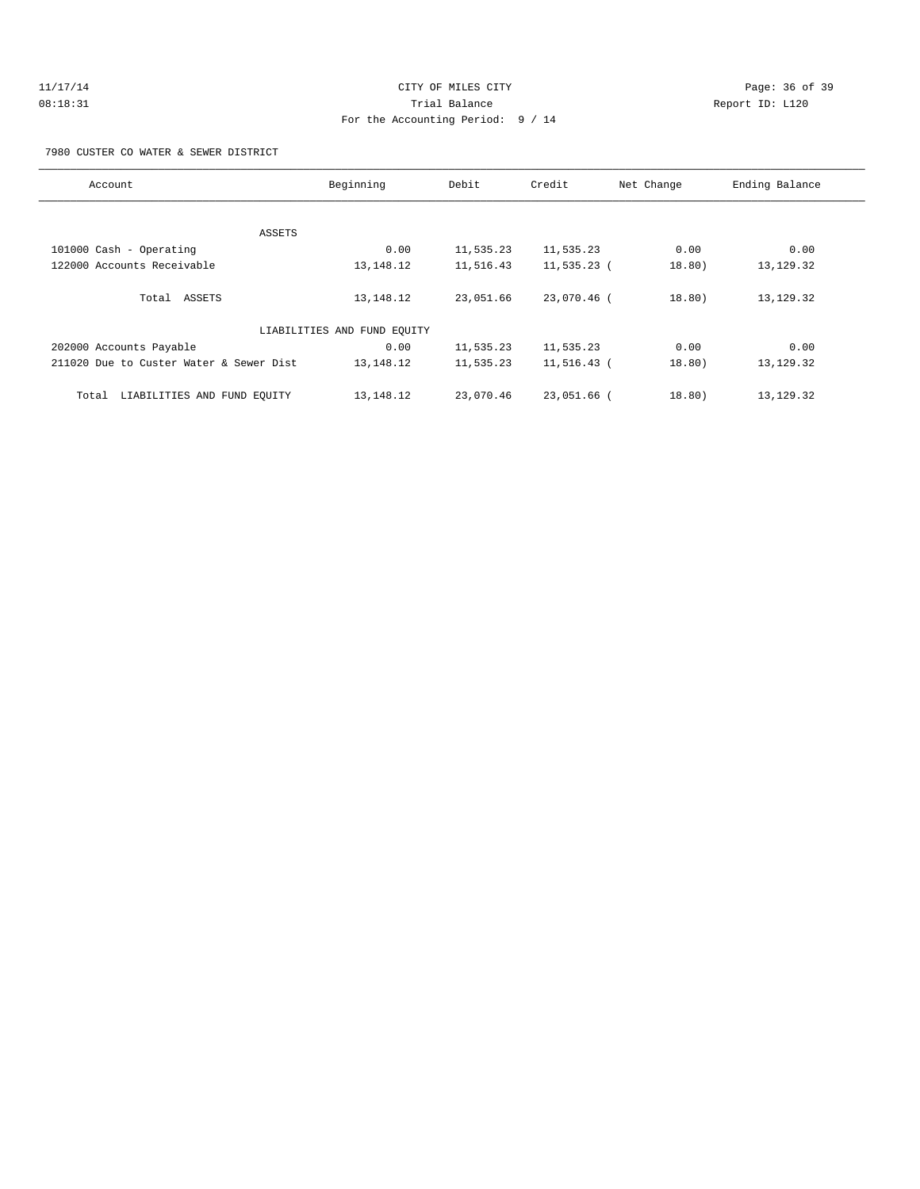CITY OF MILES CITY
Trial Balance
For the Accounting Period: 9 / 14

11/17/14 08:18:31 Report ID: L120

7980 CUSTER CO WATER & SEWER DISTRICT

| Account | Beginning | Debit | Credit | Net Change | Ending Balance |
|---|---|---|---|---|---|
| ASSETS | | | | | |
| 101000 Cash - Operating | 0.00 | 11,535.23 | 11,535.23 | 0.00 | 0.00 |
| 122000 Accounts Receivable | 13,148.12 | 11,516.43 | 11,535.23 | ( 18.80) | 13,129.32 |
| Total ASSETS | 13,148.12 | 23,051.66 | 23,070.46 | ( 18.80) | 13,129.32 |
| LIABILITIES AND FUND EQUITY | | | | | |
| 202000 Accounts Payable | 0.00 | 11,535.23 | 11,535.23 | 0.00 | 0.00 |
| 211020 Due to Custer Water & Sewer Dist | 13,148.12 | 11,535.23 | 11,516.43 | ( 18.80) | 13,129.32 |
| Total LIABILITIES AND FUND EQUITY | 13,148.12 | 23,070.46 | 23,051.66 | ( 18.80) | 13,129.32 |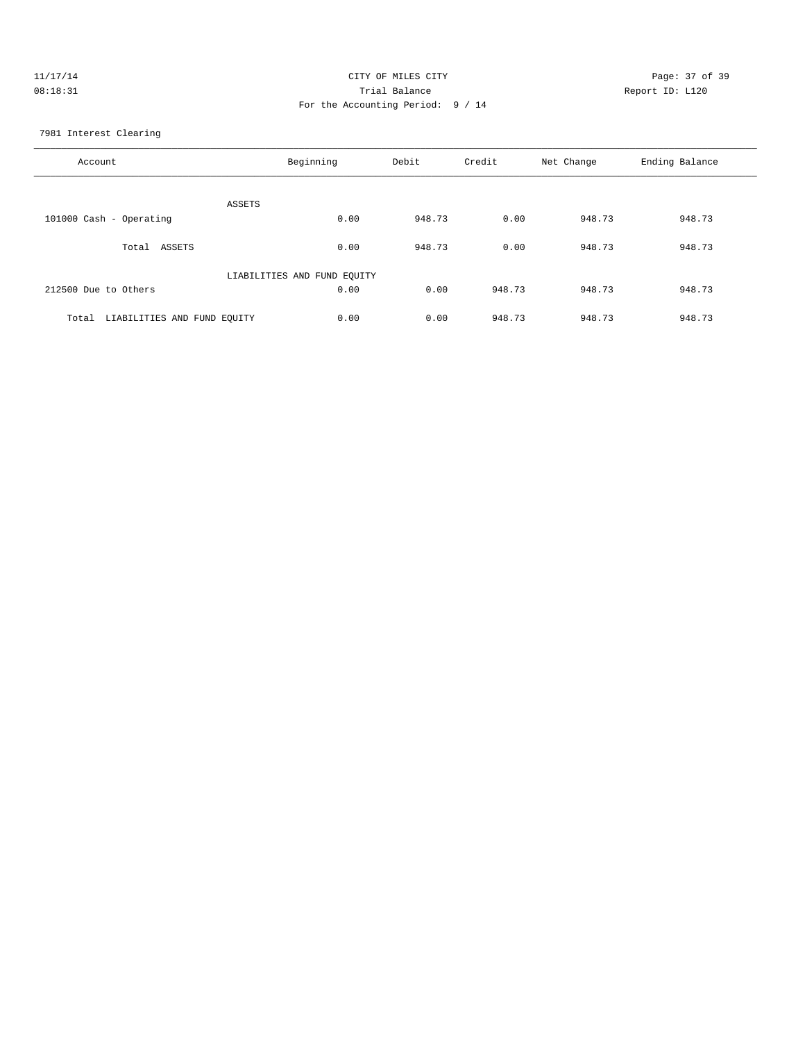CITY OF MILES CITY

Trial Balance

For the Accounting Period: 9 / 14

11/17/14 08:18:31 Report ID: L120

7981 Interest Clearing

| Account | Beginning | Debit | Credit | Net Change | Ending Balance |
|---|---|---|---|---|---|
| ASSETS | | | | | |
| 101000 Cash - Operating | 0.00 | 948.73 | 0.00 | 948.73 | 948.73 |
| Total ASSETS | 0.00 | 948.73 | 0.00 | 948.73 | 948.73 |
| LIABILITIES AND FUND EQUITY | | | | | |
| 212500 Due to Others | 0.00 | 0.00 | 948.73 | 948.73 | 948.73 |
| Total LIABILITIES AND FUND EQUITY | 0.00 | 0.00 | 948.73 | 948.73 | 948.73 |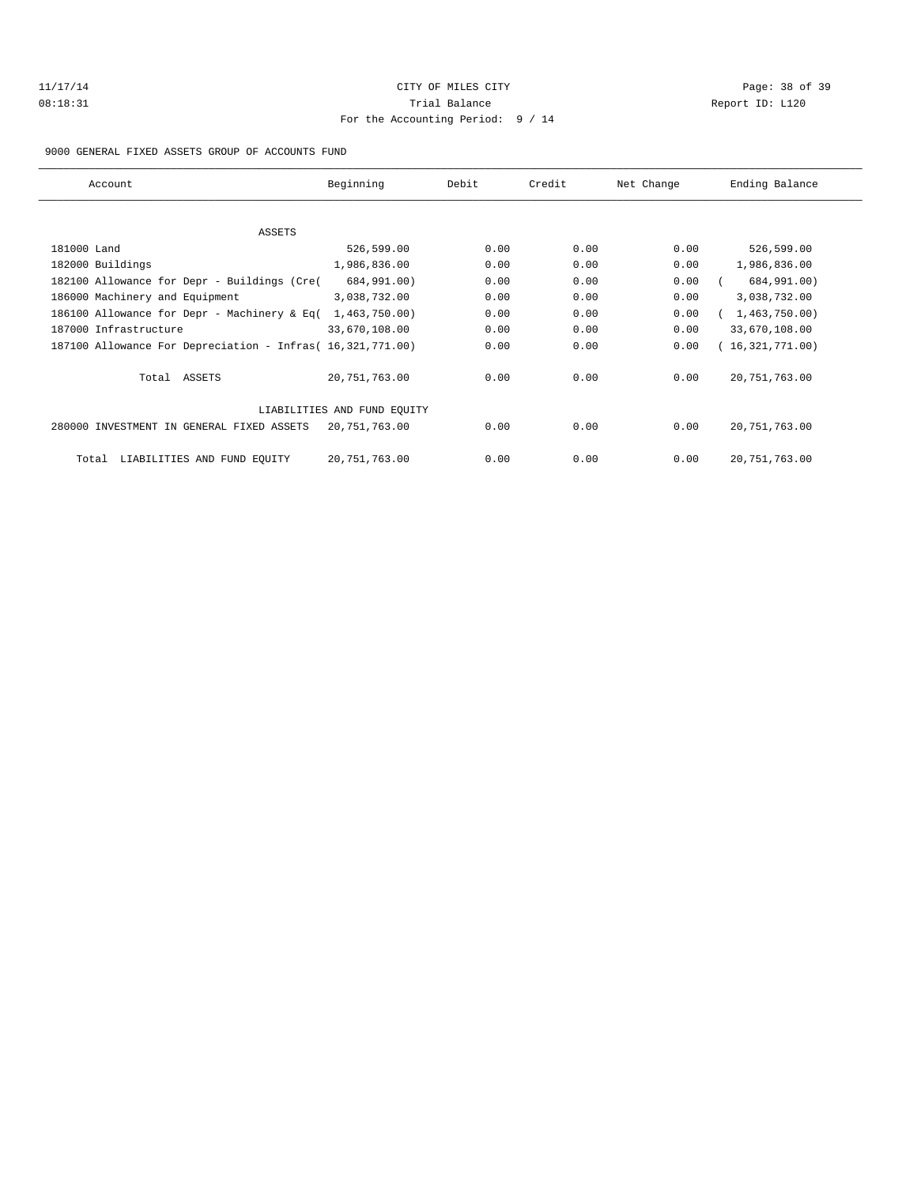11/17/14 CITY OF MILES CITY
08:18:31 Trial Balance Report ID: L120
For the Accounting Period: 9 / 14

9000 GENERAL FIXED ASSETS GROUP OF ACCOUNTS FUND

| Account | Beginning | Debit | Credit | Net Change | Ending Balance |
|---|---|---|---|---|---|
| ASSETS | | | | | |
| 181000 Land | 526,599.00 | 0.00 | 0.00 | 0.00 | 526,599.00 |
| 182000 Buildings | 1,986,836.00 | 0.00 | 0.00 | 0.00 | 1,986,836.00 |
| 182100 Allowance for Depr - Buildings (Cre( | 684,991.00) | 0.00 | 0.00 | 0.00 | ( 684,991.00) |
| 186000 Machinery and Equipment | 3,038,732.00 | 0.00 | 0.00 | 0.00 | 3,038,732.00 |
| 186100 Allowance for Depr - Machinery & Eq( | 1,463,750.00) | 0.00 | 0.00 | 0.00 | ( 1,463,750.00) |
| 187000 Infrastructure | 33,670,108.00 | 0.00 | 0.00 | 0.00 | 33,670,108.00 |
| 187100 Allowance For Depreciation - Infras( | 16,321,771.00) | 0.00 | 0.00 | 0.00 | ( 16,321,771.00) |
| Total ASSETS | 20,751,763.00 | 0.00 | 0.00 | 0.00 | 20,751,763.00 |
| LIABILITIES AND FUND EQUITY | | | | | |
| 280000 INVESTMENT IN GENERAL FIXED ASSETS | 20,751,763.00 | 0.00 | 0.00 | 0.00 | 20,751,763.00 |
| Total LIABILITIES AND FUND EQUITY | 20,751,763.00 | 0.00 | 0.00 | 0.00 | 20,751,763.00 |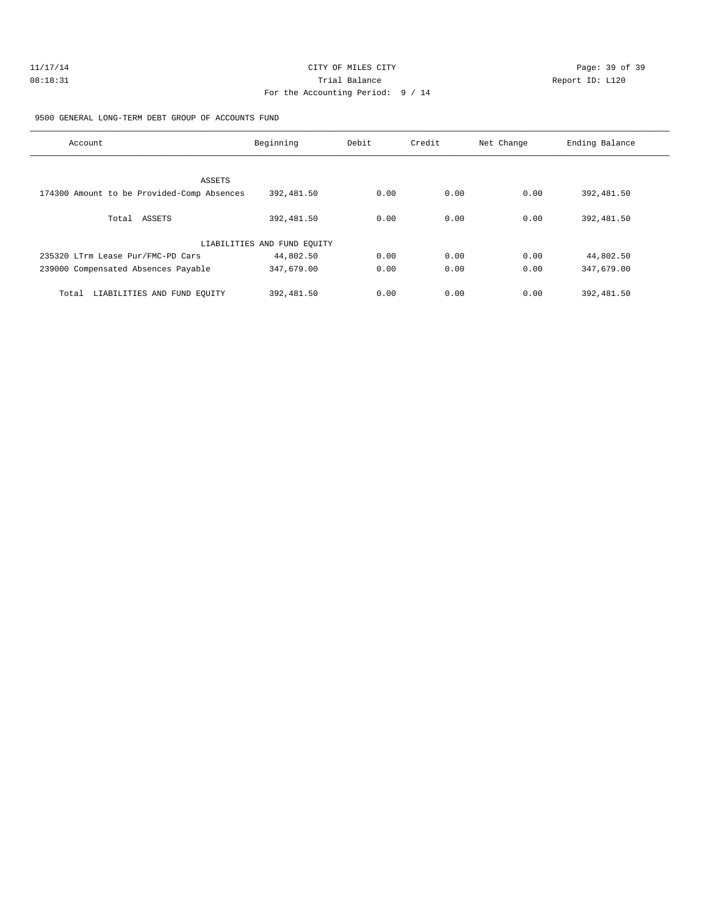CITY OF MILES CITY

Trial Balance

For the Accounting Period: 9 / 14

11/17/14 08:18:31 Report ID: L120

9500 GENERAL LONG-TERM DEBT GROUP OF ACCOUNTS FUND

| Account | Beginning | Debit | Credit | Net Change | Ending Balance |
|---|---|---|---|---|---|
| ASSETS | | | | | |
| 174300 Amount to be Provided-Comp Absences | 392,481.50 | 0.00 | 0.00 | 0.00 | 392,481.50 |
| Total ASSETS | 392,481.50 | 0.00 | 0.00 | 0.00 | 392,481.50 |
| LIABILITIES AND FUND EQUITY | | | | | |
| 235320 LTrm Lease Pur/FMC-PD Cars | 44,802.50 | 0.00 | 0.00 | 0.00 | 44,802.50 |
| 239000 Compensated Absences Payable | 347,679.00 | 0.00 | 0.00 | 0.00 | 347,679.00 |
| Total LIABILITIES AND FUND EQUITY | 392,481.50 | 0.00 | 0.00 | 0.00 | 392,481.50 |